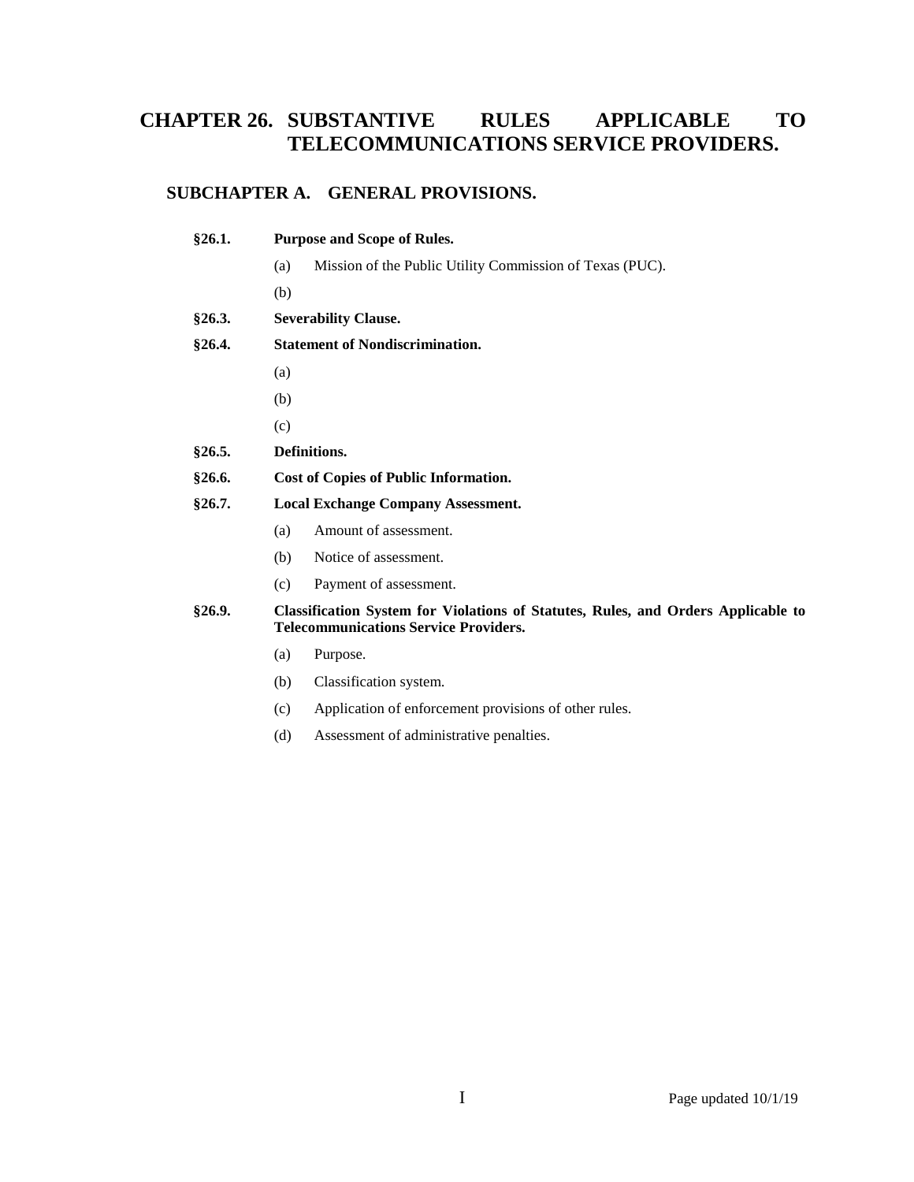# CHAPTER 26. SUBSTANTIVE RULES APPLICABLE TO TELECOMMUNICATIONS SERVICE PROVIDERS.

## SUBCHAPTER A. GENERAL PROVISIONS.

**§26.1. Purpose and Scope of Rules.**

- (a) Mission of the Public Utility Commission of Texas (PUC).
- (b)

**§26.3. Severability Clause.**

**§26.4. Statement of Nondiscrimination.**

- (a)
- (b)
- (c)

**§26.5. Definitions.**

**§26.6. Cost of Copies of Public Information.**

**§26.7. Local Exchange Company Assessment.**

- (a) Amount of assessment.
- (b) Notice of assessment.
- (c) Payment of assessment.

**§26.9. Classification System for Violations of Statutes, Rules, and Orders Applicable to Telecommunications Service Providers.**

- (a) Purpose.
- (b) Classification system.
- (c) Application of enforcement provisions of other rules.
- (d) Assessment of administrative penalties.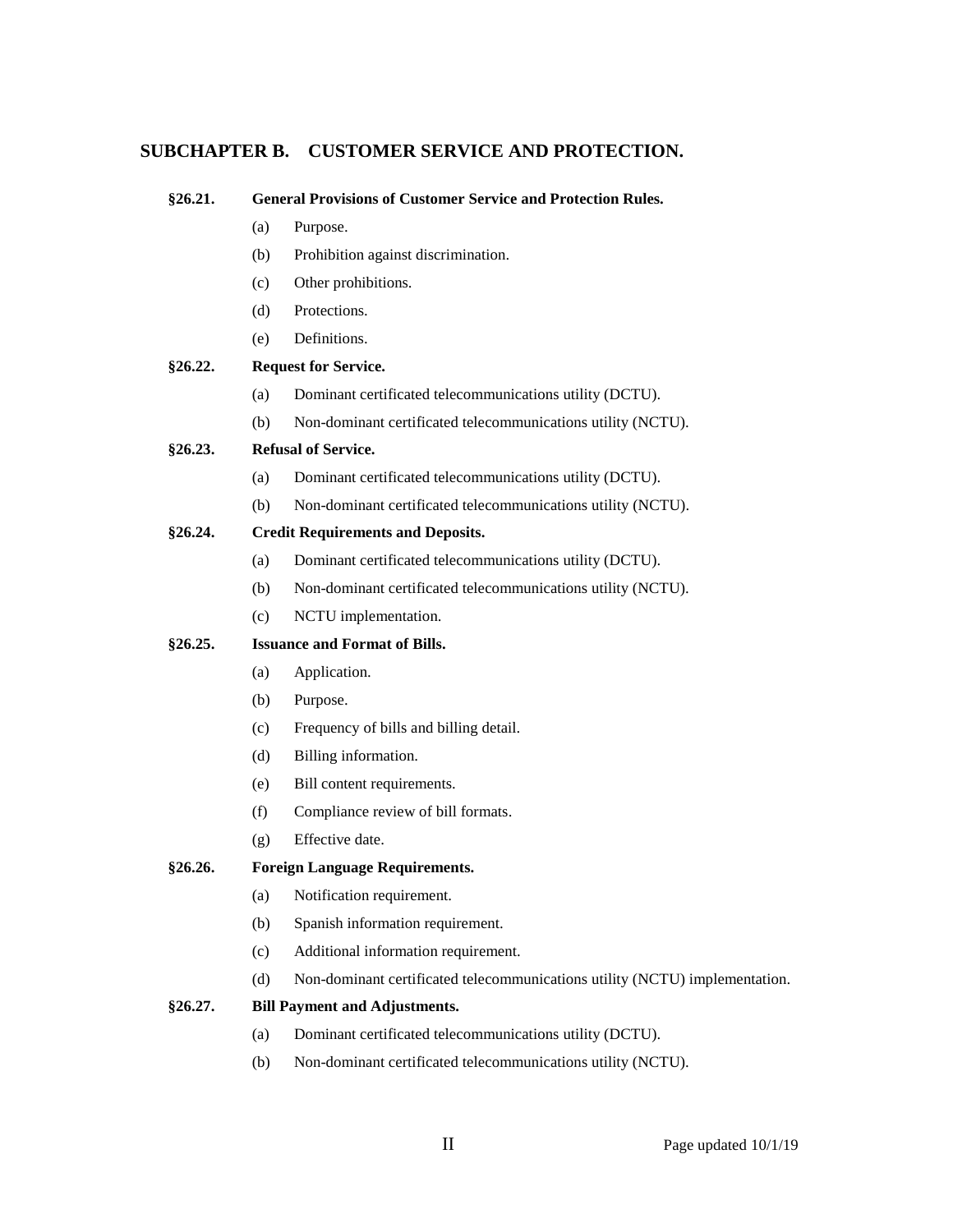## SUBCHAPTER B. CUSTOMER SERVICE AND PROTECTION.

**§26.21. General Provisions of Customer Service and Protection Rules.**

- (a) Purpose.
- (b) Prohibition against discrimination.
- (c) Other prohibitions.
- (d) Protections.
- (e) Definitions.

**§26.22. Request for Service.**

- (a) Dominant certificated telecommunications utility (DCTU).
- (b) Non-dominant certificated telecommunications utility (NCTU).

**§26.23. Refusal of Service.**

- (a) Dominant certificated telecommunications utility (DCTU).
- (b) Non-dominant certificated telecommunications utility (NCTU).

**§26.24. Credit Requirements and Deposits.**

- (a) Dominant certificated telecommunications utility (DCTU).
- (b) Non-dominant certificated telecommunications utility (NCTU).
- (c) NCTU implementation.

**§26.25. Issuance and Format of Bills.**

- (a) Application.
- (b) Purpose.
- (c) Frequency of bills and billing detail.
- (d) Billing information.
- (e) Bill content requirements.
- (f) Compliance review of bill formats.
- (g) Effective date.

**§26.26. Foreign Language Requirements.**

- (a) Notification requirement.
- (b) Spanish information requirement.
- (c) Additional information requirement.
- (d) Non-dominant certificated telecommunications utility (NCTU) implementation.

**§26.27. Bill Payment and Adjustments.**

- (a) Dominant certificated telecommunications utility (DCTU).
- (b) Non-dominant certificated telecommunications utility (NCTU).

Page updated 10/1/19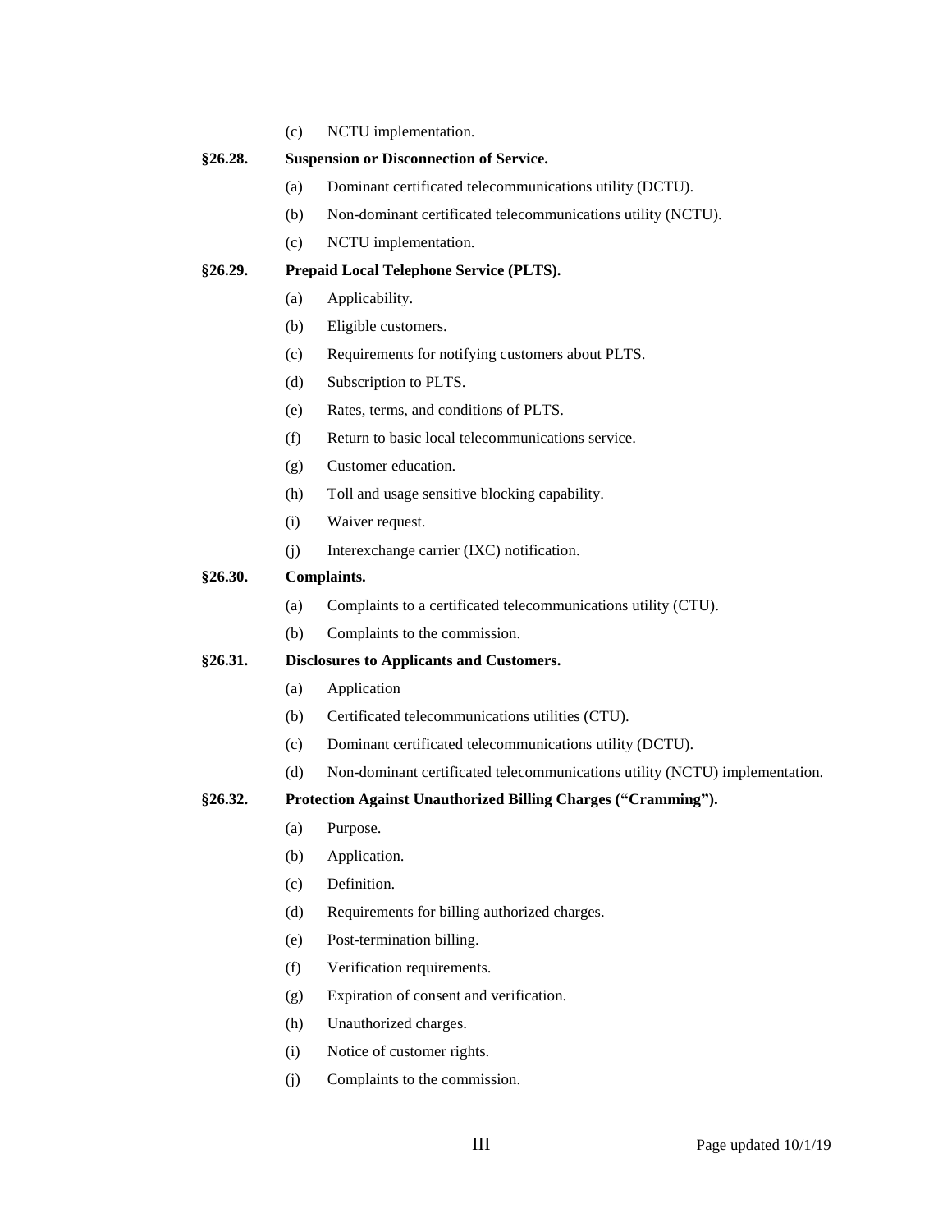(c) NCTU implementation.

**§26.28. Suspension or Disconnection of Service.**

(a) Dominant certificated telecommunications utility (DCTU).

(b) Non-dominant certificated telecommunications utility (NCTU).

(c) NCTU implementation.

**§26.29. Prepaid Local Telephone Service (PLTS).**

(a) Applicability.

(b) Eligible customers.

(c) Requirements for notifying customers about PLTS.

(d) Subscription to PLTS.

(e) Rates, terms, and conditions of PLTS.

(f) Return to basic local telecommunications service.

(g) Customer education.

(h) Toll and usage sensitive blocking capability.

(i) Waiver request.

(j) Interexchange carrier (IXC) notification.

**§26.30. Complaints.**

(a) Complaints to a certificated telecommunications utility (CTU).

(b) Complaints to the commission.

**§26.31. Disclosures to Applicants and Customers.**

(a) Application

(b) Certificated telecommunications utilities (CTU).

(c) Dominant certificated telecommunications utility (DCTU).

(d) Non-dominant certificated telecommunications utility (NCTU) implementation.

**§26.32. Protection Against Unauthorized Billing Charges ("Cramming").**

(a) Purpose.

(b) Application.

(c) Definition.

(d) Requirements for billing authorized charges.

(e) Post-termination billing.

(f) Verification requirements.

(g) Expiration of consent and verification.

(h) Unauthorized charges.

(i) Notice of customer rights.

(j) Complaints to the commission.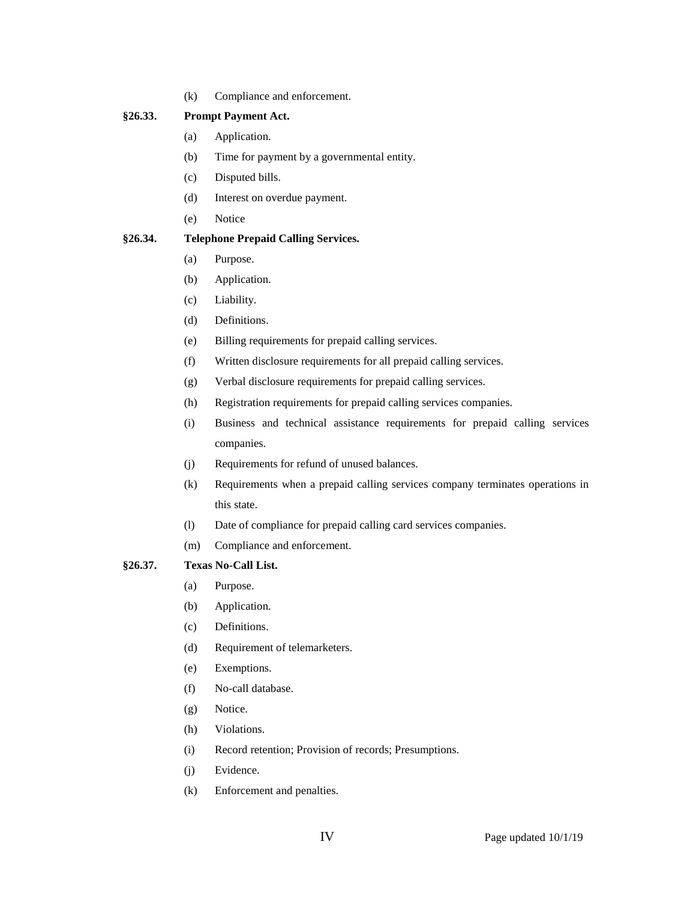(k) Compliance and enforcement.

**§26.33. Prompt Payment Act.**

(a) Application.

(b) Time for payment by a governmental entity.

(c) Disputed bills.

(d) Interest on overdue payment.

(e) Notice

**§26.34. Telephone Prepaid Calling Services.**

(a) Purpose.

(b) Application.

(c) Liability.

(d) Definitions.

(e) Billing requirements for prepaid calling services.

(f) Written disclosure requirements for all prepaid calling services.

(g) Verbal disclosure requirements for prepaid calling services.

(h) Registration requirements for prepaid calling services companies.

(i) Business and technical assistance requirements for prepaid calling services companies.

(j) Requirements for refund of unused balances.

(k) Requirements when a prepaid calling services company terminates operations in this state.

(l) Date of compliance for prepaid calling card services companies.

(m) Compliance and enforcement.

**§26.37. Texas No-Call List.**

(a) Purpose.

(b) Application.

(c) Definitions.

(d) Requirement of telemarketers.

(e) Exemptions.

(f) No-call database.

(g) Notice.

(h) Violations.

(i) Record retention; Provision of records; Presumptions.

(j) Evidence.

(k) Enforcement and penalties.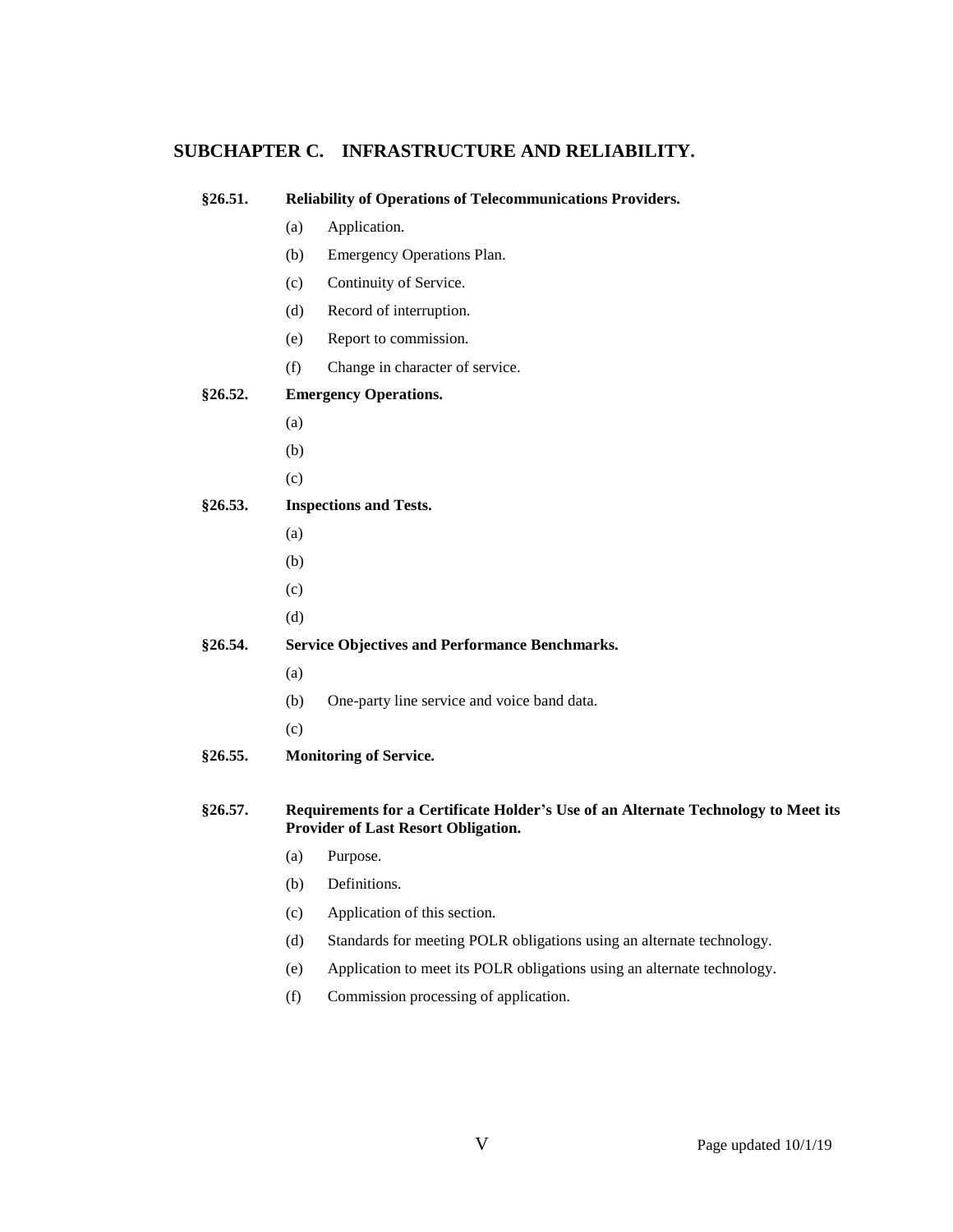## SUBCHAPTER C. INFRASTRUCTURE AND RELIABILITY.

**§26.51. Reliability of Operations of Telecommunications Providers.**

- (a) Application.
- (b) Emergency Operations Plan.
- (c) Continuity of Service.
- (d) Record of interruption.
- (e) Report to commission.
- (f) Change in character of service.

**§26.52. Emergency Operations.**

- (a)
- (b)
- (c)

**§26.53. Inspections and Tests.**

- (a)
- (b)
- (c)
- (d)

**§26.54. Service Objectives and Performance Benchmarks.**

- (a)
- (b) One-party line service and voice band data.
- (c)

**§26.55. Monitoring of Service.**

**§26.57. Requirements for a Certificate Holder's Use of an Alternate Technology to Meet its Provider of Last Resort Obligation.**

- (a) Purpose.
- (b) Definitions.
- (c) Application of this section.
- (d) Standards for meeting POLR obligations using an alternate technology.
- (e) Application to meet its POLR obligations using an alternate technology.
- (f) Commission processing of application.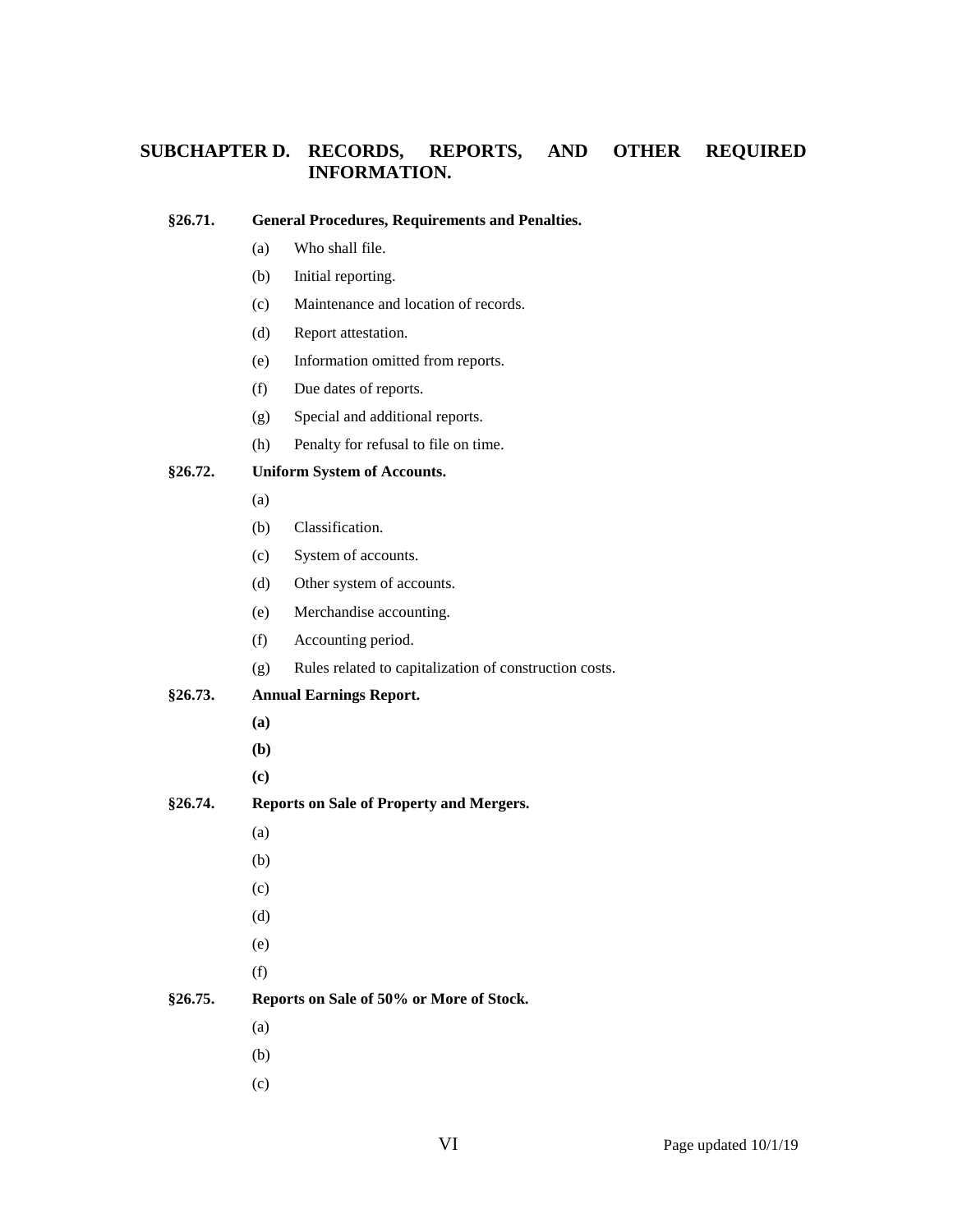## SUBCHAPTER D. RECORDS, REPORTS, AND OTHER REQUIRED INFORMATION.

**§26.71. General Procedures, Requirements and Penalties.**

(a) Who shall file.

(b) Initial reporting.

(c) Maintenance and location of records.

(d) Report attestation.

(e) Information omitted from reports.

(f) Due dates of reports.

(g) Special and additional reports.

(h) Penalty for refusal to file on time.

**§26.72. Uniform System of Accounts.**

(a)

(b) Classification.

(c) System of accounts.

(d) Other system of accounts.

(e) Merchandise accounting.

(f) Accounting period.

(g) Rules related to capitalization of construction costs.

**§26.73. Annual Earnings Report.**

**(a)**

**(b)**

**(c)**

**§26.74. Reports on Sale of Property and Mergers.**

(a)

(b)

(c)

(d)

(e)

(f)

**§26.75. Reports on Sale of 50% or More of Stock.**

(a)

(b)

(c)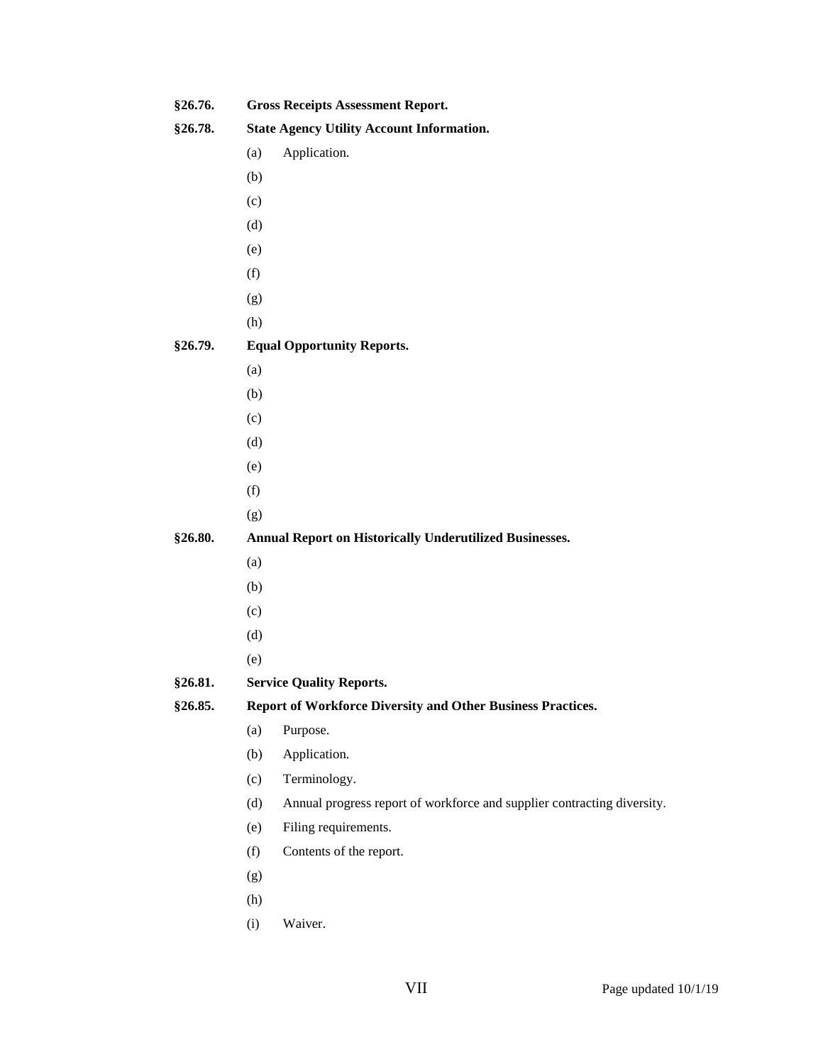**§26.76. Gross Receipts Assessment Report.**

**§26.78. State Agency Utility Account Information.**

- (a) Application.
- (b)
- (c)
- (d)
- (e)
- (f)
- (g)
- (h)

**§26.79. Equal Opportunity Reports.**

- (a)
- (b)
- (c)
- (d)
- (e)
- (f)
- (g)

**§26.80. Annual Report on Historically Underutilized Businesses.**

- (a)
- (b)
- (c)
- (d)
- (e)

**§26.81. Service Quality Reports.**

**§26.85. Report of Workforce Diversity and Other Business Practices.**

- (a) Purpose.
- (b) Application.
- (c) Terminology.
- (d) Annual progress report of workforce and supplier contracting diversity.
- (e) Filing requirements.
- (f) Contents of the report.
- (g)
- (h)
- (i) Waiver.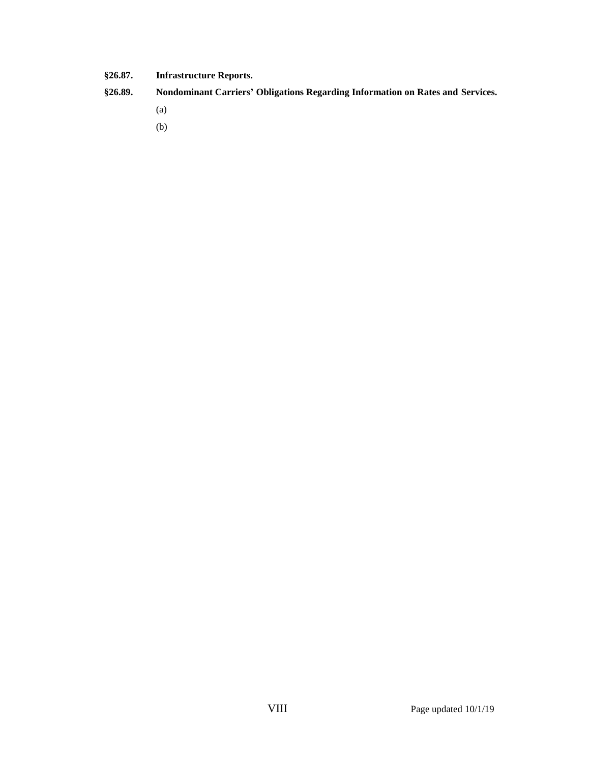**§26.87. Infrastructure Reports.**

**§26.89. Nondominant Carriers' Obligations Regarding Information on Rates and Services.**

(a)

(b)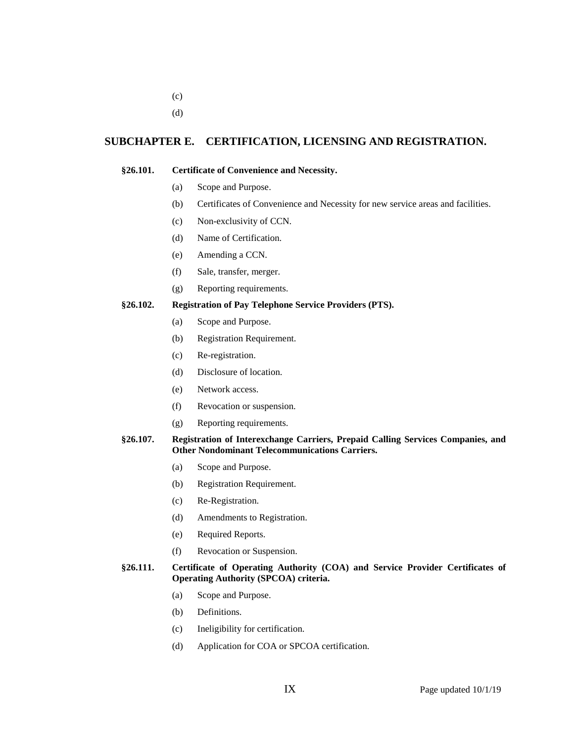(c)

(d)

## SUBCHAPTER E. CERTIFICATION, LICENSING AND REGISTRATION.

**§26.101. Certificate of Convenience and Necessity.**

- (a) Scope and Purpose.
- (b) Certificates of Convenience and Necessity for new service areas and facilities.
- (c) Non-exclusivity of CCN.
- (d) Name of Certification.
- (e) Amending a CCN.
- (f) Sale, transfer, merger.
- (g) Reporting requirements.

**§26.102. Registration of Pay Telephone Service Providers (PTS).**

- (a) Scope and Purpose.
- (b) Registration Requirement.
- (c) Re-registration.
- (d) Disclosure of location.
- (e) Network access.
- (f) Revocation or suspension.
- (g) Reporting requirements.

**§26.107. Registration of Interexchange Carriers, Prepaid Calling Services Companies, and Other Nondominant Telecommunications Carriers.**

- (a) Scope and Purpose.
- (b) Registration Requirement.
- (c) Re-Registration.
- (d) Amendments to Registration.
- (e) Required Reports.
- (f) Revocation or Suspension.

**§26.111. Certificate of Operating Authority (COA) and Service Provider Certificates of Operating Authority (SPCOA) criteria.**

- (a) Scope and Purpose.
- (b) Definitions.
- (c) Ineligibility for certification.
- (d) Application for COA or SPCOA certification.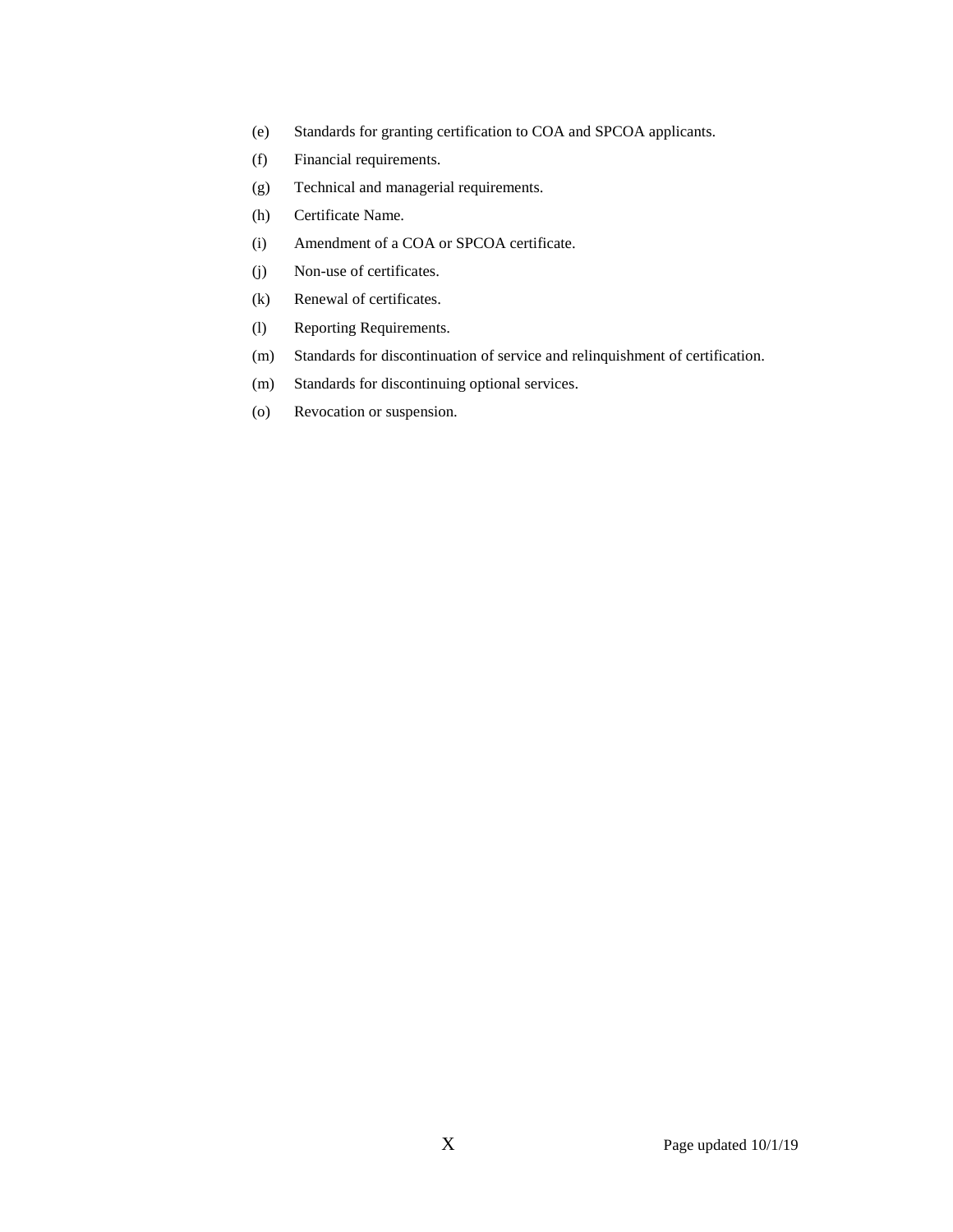(e) Standards for granting certification to COA and SPCOA applicants.

(f) Financial requirements.

(g) Technical and managerial requirements.

(h) Certificate Name.

(i) Amendment of a COA or SPCOA certificate.

(j) Non-use of certificates.

(k) Renewal of certificates.

(l) Reporting Requirements.

(m) Standards for discontinuation of service and relinquishment of certification.

(m) Standards for discontinuing optional services.

(o) Revocation or suspension.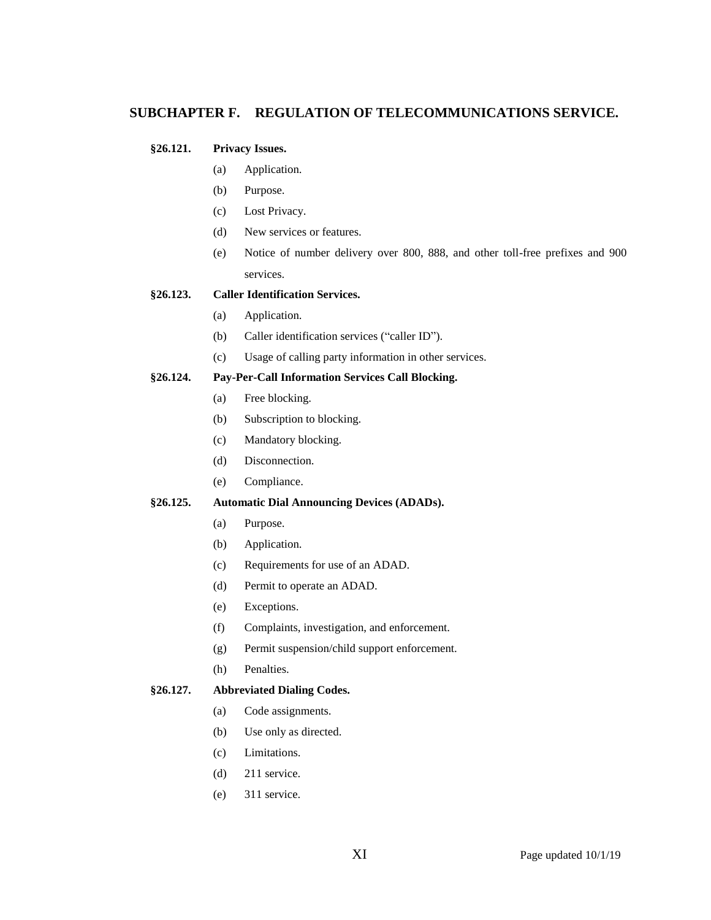## SUBCHAPTER F. REGULATION OF TELECOMMUNICATIONS SERVICE.

**§26.121. Privacy Issues.**

- (a) Application.
- (b) Purpose.
- (c) Lost Privacy.
- (d) New services or features.
- (e) Notice of number delivery over 800, 888, and other toll-free prefixes and 900 services.

**§26.123. Caller Identification Services.**

- (a) Application.
- (b) Caller identification services ("caller ID").
- (c) Usage of calling party information in other services.

**§26.124. Pay-Per-Call Information Services Call Blocking.**

- (a) Free blocking.
- (b) Subscription to blocking.
- (c) Mandatory blocking.
- (d) Disconnection.
- (e) Compliance.

**§26.125. Automatic Dial Announcing Devices (ADADs).**

- (a) Purpose.
- (b) Application.
- (c) Requirements for use of an ADAD.
- (d) Permit to operate an ADAD.
- (e) Exceptions.
- (f) Complaints, investigation, and enforcement.
- (g) Permit suspension/child support enforcement.
- (h) Penalties.

**§26.127. Abbreviated Dialing Codes.**

- (a) Code assignments.
- (b) Use only as directed.
- (c) Limitations.
- (d) 211 service.
- (e) 311 service.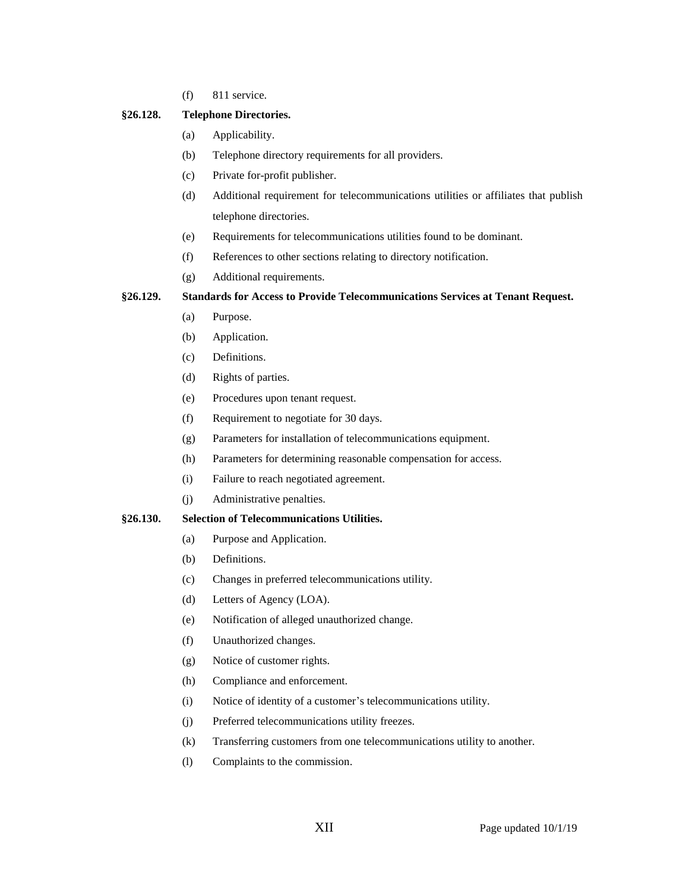(f) 811 service.

**§26.128. Telephone Directories.**

(a) Applicability.

(b) Telephone directory requirements for all providers.

(c) Private for-profit publisher.

(d) Additional requirement for telecommunications utilities or affiliates that publish telephone directories.

(e) Requirements for telecommunications utilities found to be dominant.

(f) References to other sections relating to directory notification.

(g) Additional requirements.

**§26.129. Standards for Access to Provide Telecommunications Services at Tenant Request.**

(a) Purpose.

(b) Application.

(c) Definitions.

(d) Rights of parties.

(e) Procedures upon tenant request.

(f) Requirement to negotiate for 30 days.

(g) Parameters for installation of telecommunications equipment.

(h) Parameters for determining reasonable compensation for access.

(i) Failure to reach negotiated agreement.

(j) Administrative penalties.

**§26.130. Selection of Telecommunications Utilities.**

(a) Purpose and Application.

(b) Definitions.

(c) Changes in preferred telecommunications utility.

(d) Letters of Agency (LOA).

(e) Notification of alleged unauthorized change.

(f) Unauthorized changes.

(g) Notice of customer rights.

(h) Compliance and enforcement.

(i) Notice of identity of a customer's telecommunications utility.

(j) Preferred telecommunications utility freezes.

(k) Transferring customers from one telecommunications utility to another.

(l) Complaints to the commission.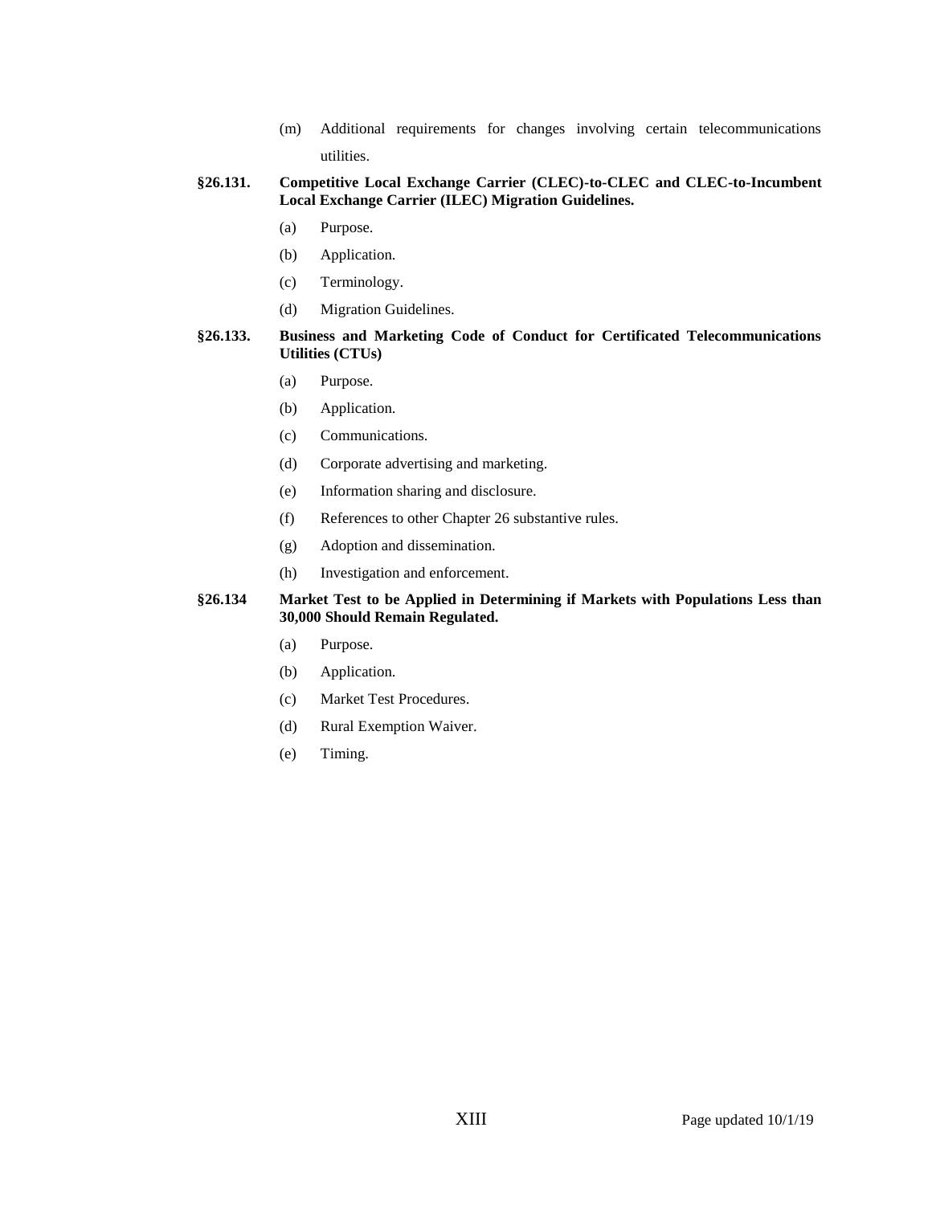(m) Additional requirements for changes involving certain telecommunications utilities.

**§26.131. Competitive Local Exchange Carrier (CLEC)-to-CLEC and CLEC-to-Incumbent Local Exchange Carrier (ILEC) Migration Guidelines.**

(a) Purpose.

(b) Application.

(c) Terminology.

(d) Migration Guidelines.

**§26.133. Business and Marketing Code of Conduct for Certificated Telecommunications Utilities (CTUs)**

(a) Purpose.

(b) Application.

(c) Communications.

(d) Corporate advertising and marketing.

(e) Information sharing and disclosure.

(f) References to other Chapter 26 substantive rules.

(g) Adoption and dissemination.

(h) Investigation and enforcement.

**§26.134 Market Test to be Applied in Determining if Markets with Populations Less than 30,000 Should Remain Regulated.**

(a) Purpose.

(b) Application.

(c) Market Test Procedures.

(d) Rural Exemption Waiver.

(e) Timing.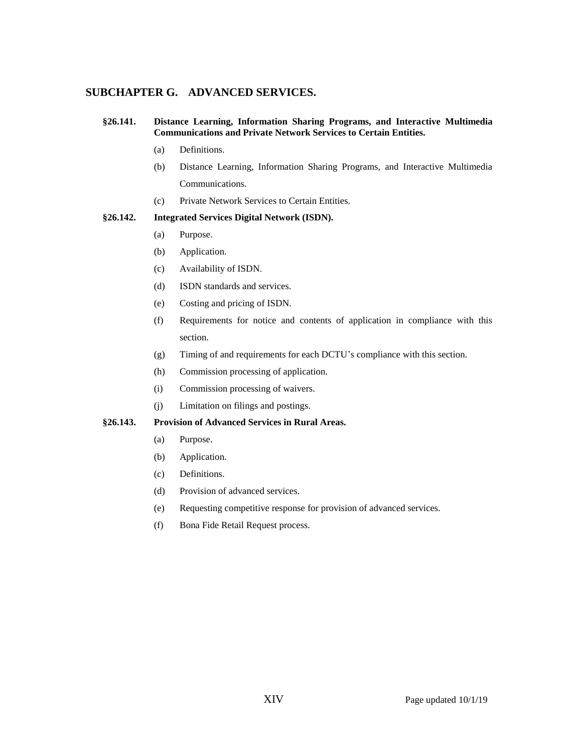## SUBCHAPTER G. ADVANCED SERVICES.

**§26.141. Distance Learning, Information Sharing Programs, and Interactive Multimedia Communications and Private Network Services to Certain Entities.**

- (a) Definitions.
- (b) Distance Learning, Information Sharing Programs, and Interactive Multimedia Communications.
- (c) Private Network Services to Certain Entities.

**§26.142. Integrated Services Digital Network (ISDN).**

- (a) Purpose.
- (b) Application.
- (c) Availability of ISDN.
- (d) ISDN standards and services.
- (e) Costing and pricing of ISDN.
- (f) Requirements for notice and contents of application in compliance with this section.
- (g) Timing of and requirements for each DCTU's compliance with this section.
- (h) Commission processing of application.
- (i) Commission processing of waivers.
- (j) Limitation on filings and postings.

**§26.143. Provision of Advanced Services in Rural Areas.**

- (a) Purpose.
- (b) Application.
- (c) Definitions.
- (d) Provision of advanced services.
- (e) Requesting competitive response for provision of advanced services.
- (f) Bona Fide Retail Request process.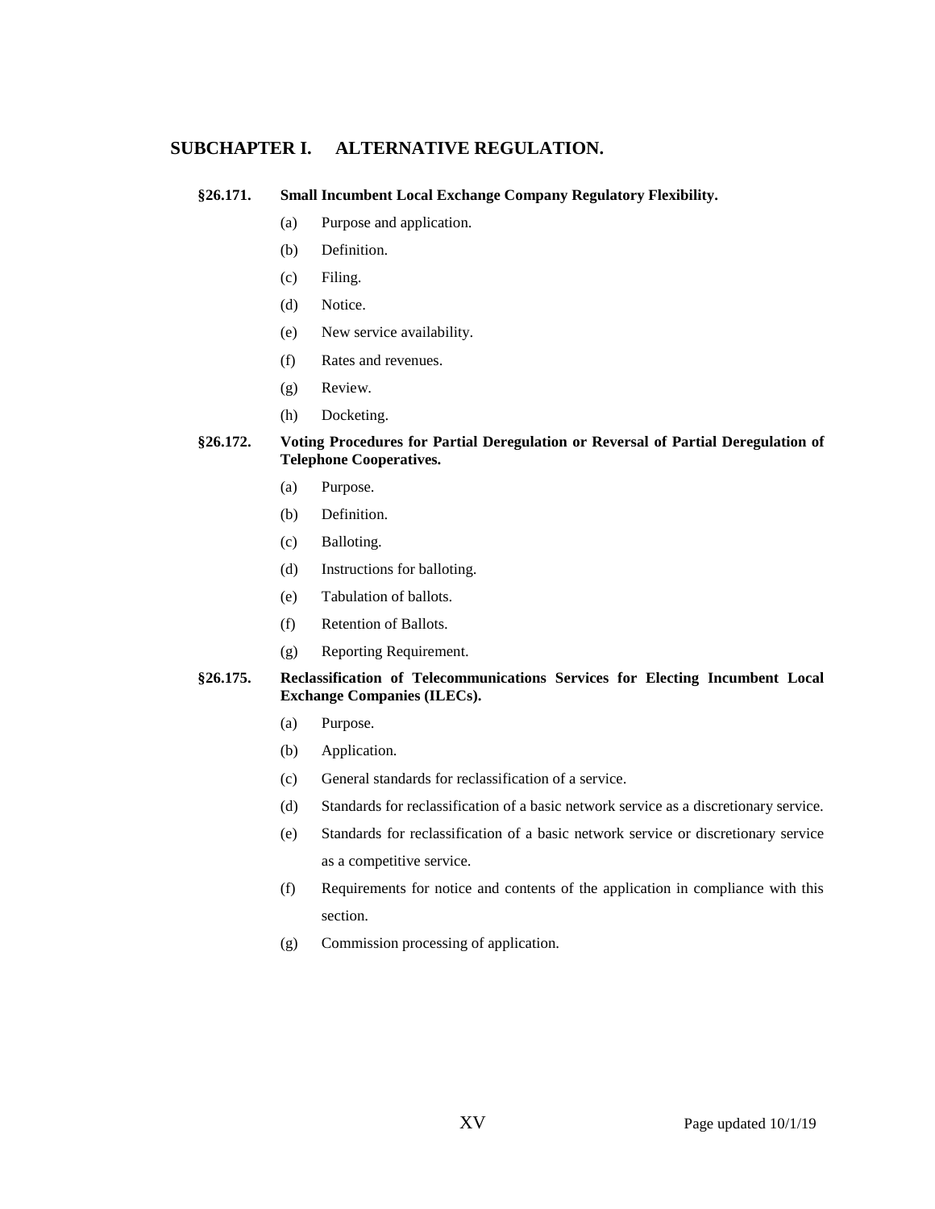## SUBCHAPTER I. ALTERNATIVE REGULATION.

**§26.171. Small Incumbent Local Exchange Company Regulatory Flexibility.**

- (a) Purpose and application.
- (b) Definition.
- (c) Filing.
- (d) Notice.
- (e) New service availability.
- (f) Rates and revenues.
- (g) Review.
- (h) Docketing.

**§26.172. Voting Procedures for Partial Deregulation or Reversal of Partial Deregulation of Telephone Cooperatives.**

- (a) Purpose.
- (b) Definition.
- (c) Balloting.
- (d) Instructions for balloting.
- (e) Tabulation of ballots.
- (f) Retention of Ballots.
- (g) Reporting Requirement.

**§26.175. Reclassification of Telecommunications Services for Electing Incumbent Local Exchange Companies (ILECs).**

- (a) Purpose.
- (b) Application.
- (c) General standards for reclassification of a service.
- (d) Standards for reclassification of a basic network service as a discretionary service.
- (e) Standards for reclassification of a basic network service or discretionary service as a competitive service.
- (f) Requirements for notice and contents of the application in compliance with this section.
- (g) Commission processing of application.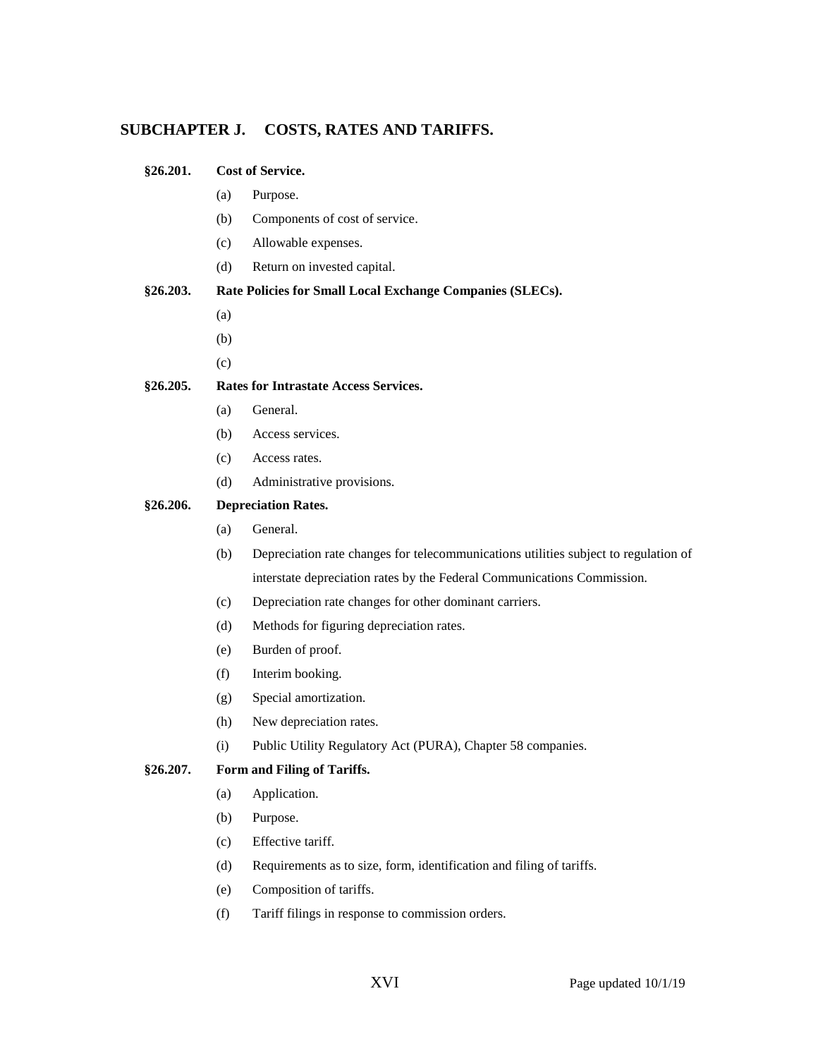## SUBCHAPTER J. COSTS, RATES AND TARIFFS.

**§26.201. Cost of Service.**

- (a) Purpose.
- (b) Components of cost of service.
- (c) Allowable expenses.
- (d) Return on invested capital.

**§26.203. Rate Policies for Small Local Exchange Companies (SLECs).**

- (a)
- (b)
- (c)

**§26.205. Rates for Intrastate Access Services.**

- (a) General.
- (b) Access services.
- (c) Access rates.
- (d) Administrative provisions.

**§26.206. Depreciation Rates.**

- (a) General.
- (b) Depreciation rate changes for telecommunications utilities subject to regulation of interstate depreciation rates by the Federal Communications Commission.
- (c) Depreciation rate changes for other dominant carriers.
- (d) Methods for figuring depreciation rates.
- (e) Burden of proof.
- (f) Interim booking.
- (g) Special amortization.
- (h) New depreciation rates.
- (i) Public Utility Regulatory Act (PURA), Chapter 58 companies.

**§26.207. Form and Filing of Tariffs.**

- (a) Application.
- (b) Purpose.
- (c) Effective tariff.
- (d) Requirements as to size, form, identification and filing of tariffs.
- (e) Composition of tariffs.
- (f) Tariff filings in response to commission orders.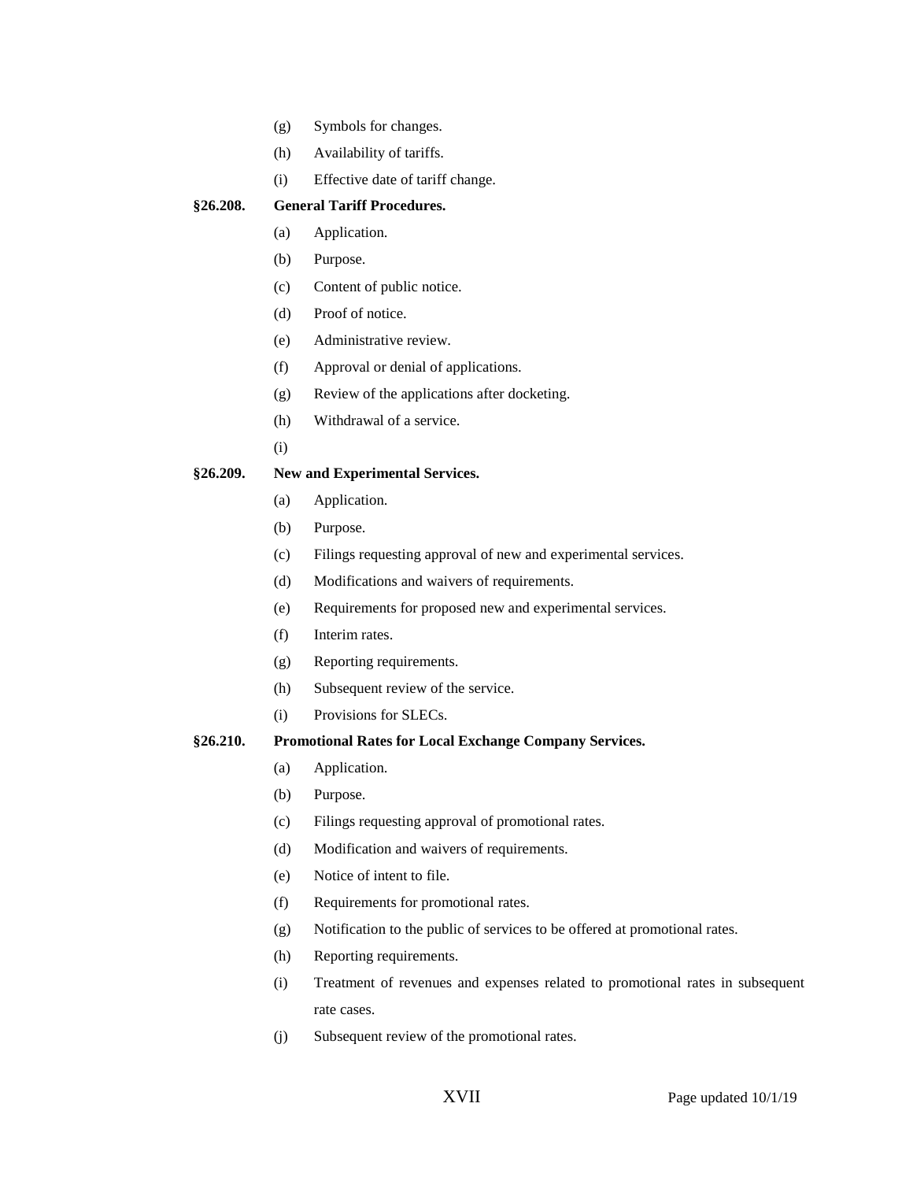(g) Symbols for changes.

(h) Availability of tariffs.

(i) Effective date of tariff change.

**§26.208. General Tariff Procedures.**

(a) Application.

(b) Purpose.

(c) Content of public notice.

(d) Proof of notice.

(e) Administrative review.

(f) Approval or denial of applications.

(g) Review of the applications after docketing.

(h) Withdrawal of a service.

(i)

**§26.209. New and Experimental Services.**

(a) Application.

(b) Purpose.

(c) Filings requesting approval of new and experimental services.

(d) Modifications and waivers of requirements.

(e) Requirements for proposed new and experimental services.

(f) Interim rates.

(g) Reporting requirements.

(h) Subsequent review of the service.

(i) Provisions for SLECs.

**§26.210. Promotional Rates for Local Exchange Company Services.**

(a) Application.

(b) Purpose.

(c) Filings requesting approval of promotional rates.

(d) Modification and waivers of requirements.

(e) Notice of intent to file.

(f) Requirements for promotional rates.

(g) Notification to the public of services to be offered at promotional rates.

(h) Reporting requirements.

(i) Treatment of revenues and expenses related to promotional rates in subsequent rate cases.

(j) Subsequent review of the promotional rates.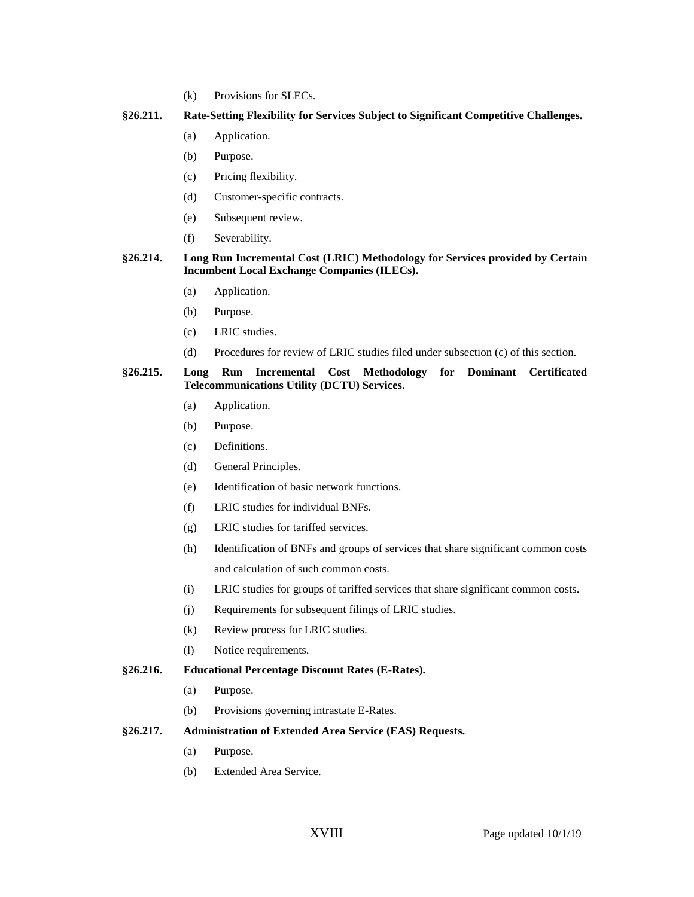(k) Provisions for SLECs.

**§26.211. Rate-Setting Flexibility for Services Subject to Significant Competitive Challenges.**

(a) Application.

(b) Purpose.

(c) Pricing flexibility.

(d) Customer-specific contracts.

(e) Subsequent review.

(f) Severability.

**§26.214. Long Run Incremental Cost (LRIC) Methodology for Services provided by Certain Incumbent Local Exchange Companies (ILECs).**

(a) Application.

(b) Purpose.

(c) LRIC studies.

(d) Procedures for review of LRIC studies filed under subsection (c) of this section.

**§26.215. Long Run Incremental Cost Methodology for Dominant Certificated Telecommunications Utility (DCTU) Services.**

(a) Application.

(b) Purpose.

(c) Definitions.

(d) General Principles.

(e) Identification of basic network functions.

(f) LRIC studies for individual BNFs.

(g) LRIC studies for tariffed services.

(h) Identification of BNFs and groups of services that share significant common costs and calculation of such common costs.

(i) LRIC studies for groups of tariffed services that share significant common costs.

(j) Requirements for subsequent filings of LRIC studies.

(k) Review process for LRIC studies.

(l) Notice requirements.

**§26.216. Educational Percentage Discount Rates (E-Rates).**

(a) Purpose.

(b) Provisions governing intrastate E-Rates.

**§26.217. Administration of Extended Area Service (EAS) Requests.**

(a) Purpose.

(b) Extended Area Service.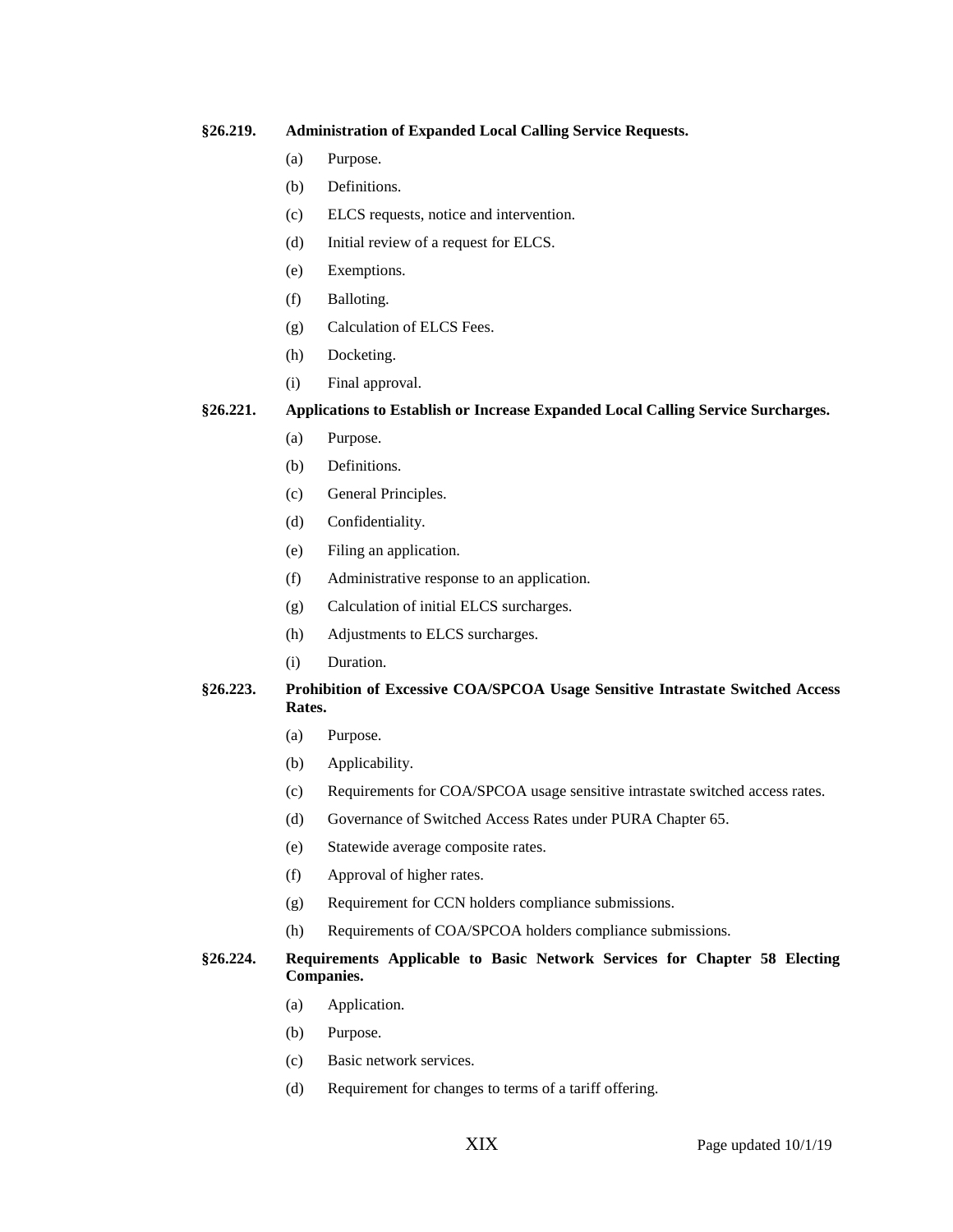**§26.219. Administration of Expanded Local Calling Service Requests.**

- (a) Purpose.
- (b) Definitions.
- (c) ELCS requests, notice and intervention.
- (d) Initial review of a request for ELCS.
- (e) Exemptions.
- (f) Balloting.
- (g) Calculation of ELCS Fees.
- (h) Docketing.
- (i) Final approval.

**§26.221. Applications to Establish or Increase Expanded Local Calling Service Surcharges.**

- (a) Purpose.
- (b) Definitions.
- (c) General Principles.
- (d) Confidentiality.
- (e) Filing an application.
- (f) Administrative response to an application.
- (g) Calculation of initial ELCS surcharges.
- (h) Adjustments to ELCS surcharges.
- (i) Duration.

**§26.223. Prohibition of Excessive COA/SPCOA Usage Sensitive Intrastate Switched Access Rates.**

- (a) Purpose.
- (b) Applicability.
- (c) Requirements for COA/SPCOA usage sensitive intrastate switched access rates.
- (d) Governance of Switched Access Rates under PURA Chapter 65.
- (e) Statewide average composite rates.
- (f) Approval of higher rates.
- (g) Requirement for CCN holders compliance submissions.
- (h) Requirements of COA/SPCOA holders compliance submissions.

**§26.224. Requirements Applicable to Basic Network Services for Chapter 58 Electing Companies.**

- (a) Application.
- (b) Purpose.
- (c) Basic network services.
- (d) Requirement for changes to terms of a tariff offering.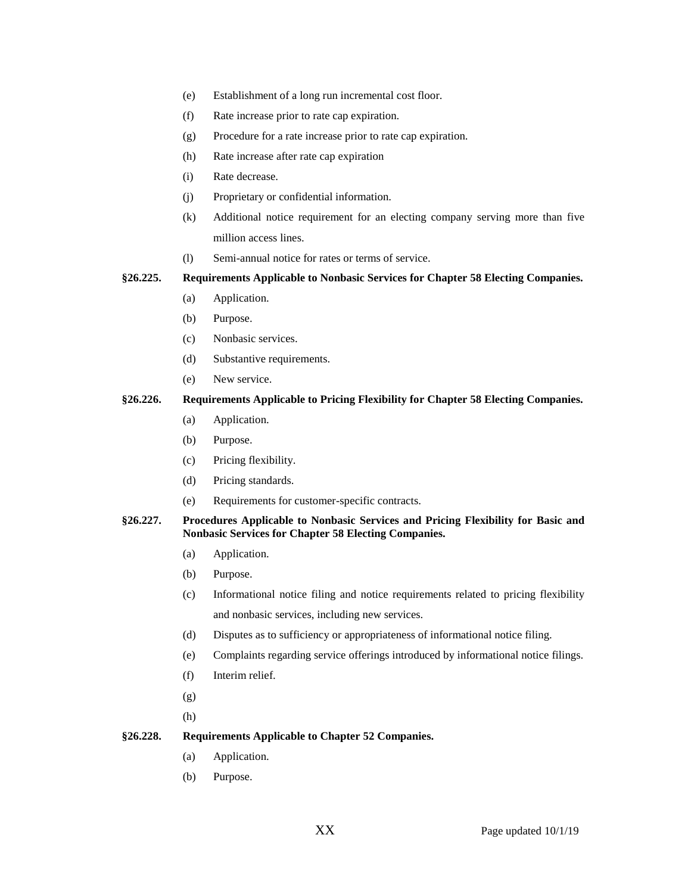(e) Establishment of a long run incremental cost floor.

(f) Rate increase prior to rate cap expiration.

(g) Procedure for a rate increase prior to rate cap expiration.

(h) Rate increase after rate cap expiration

(i) Rate decrease.

(j) Proprietary or confidential information.

(k) Additional notice requirement for an electing company serving more than five million access lines.

(l) Semi-annual notice for rates or terms of service.

**§26.225. Requirements Applicable to Nonbasic Services for Chapter 58 Electing Companies.**

(a) Application.

(b) Purpose.

(c) Nonbasic services.

(d) Substantive requirements.

(e) New service.

**§26.226. Requirements Applicable to Pricing Flexibility for Chapter 58 Electing Companies.**

(a) Application.

(b) Purpose.

(c) Pricing flexibility.

(d) Pricing standards.

(e) Requirements for customer-specific contracts.

**§26.227. Procedures Applicable to Nonbasic Services and Pricing Flexibility for Basic and Nonbasic Services for Chapter 58 Electing Companies.**

(a) Application.

(b) Purpose.

(c) Informational notice filing and notice requirements related to pricing flexibility and nonbasic services, including new services.

(d) Disputes as to sufficiency or appropriateness of informational notice filing.

(e) Complaints regarding service offerings introduced by informational notice filings.

(f) Interim relief.

(g)

(h)

**§26.228. Requirements Applicable to Chapter 52 Companies.**

(a) Application.

(b) Purpose.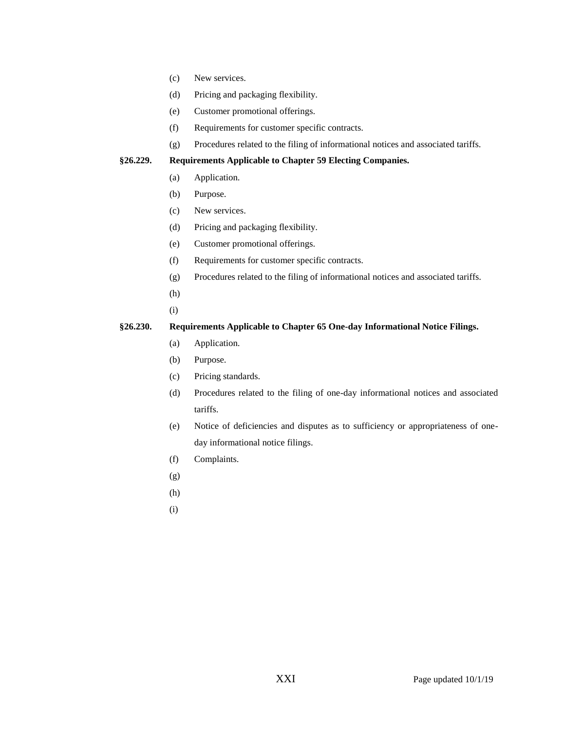(c) New services.

(d) Pricing and packaging flexibility.

(e) Customer promotional offerings.

(f) Requirements for customer specific contracts.

(g) Procedures related to the filing of informational notices and associated tariffs.

**§26.229. Requirements Applicable to Chapter 59 Electing Companies.**

(a) Application.

(b) Purpose.

(c) New services.

(d) Pricing and packaging flexibility.

(e) Customer promotional offerings.

(f) Requirements for customer specific contracts.

(g) Procedures related to the filing of informational notices and associated tariffs.

(h)

(i)

**§26.230. Requirements Applicable to Chapter 65 One-day Informational Notice Filings.**

(a) Application.

(b) Purpose.

(c) Pricing standards.

(d) Procedures related to the filing of one-day informational notices and associated tariffs.

(e) Notice of deficiencies and disputes as to sufficiency or appropriateness of one-day informational notice filings.

(f) Complaints.

(g)

(h)

(i)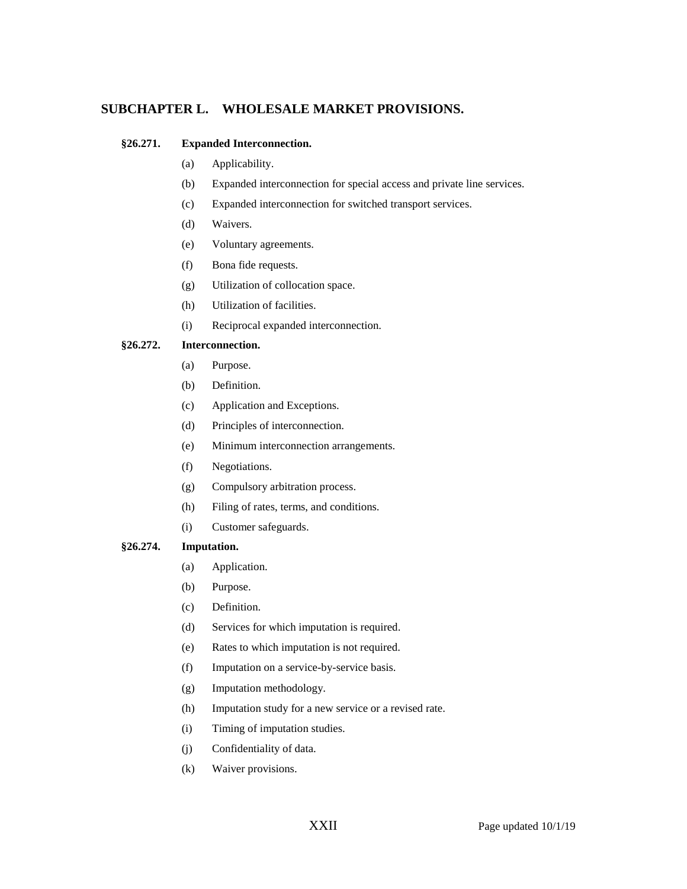## SUBCHAPTER L. WHOLESALE MARKET PROVISIONS.

**§26.271. Expanded Interconnection.**

(a) Applicability.

(b) Expanded interconnection for special access and private line services.

(c) Expanded interconnection for switched transport services.

(d) Waivers.

(e) Voluntary agreements.

(f) Bona fide requests.

(g) Utilization of collocation space.

(h) Utilization of facilities.

(i) Reciprocal expanded interconnection.

**§26.272. Interconnection.**

(a) Purpose.

(b) Definition.

(c) Application and Exceptions.

(d) Principles of interconnection.

(e) Minimum interconnection arrangements.

(f) Negotiations.

(g) Compulsory arbitration process.

(h) Filing of rates, terms, and conditions.

(i) Customer safeguards.

**§26.274. Imputation.**

(a) Application.

(b) Purpose.

(c) Definition.

(d) Services for which imputation is required.

(e) Rates to which imputation is not required.

(f) Imputation on a service-by-service basis.

(g) Imputation methodology.

(h) Imputation study for a new service or a revised rate.

(i) Timing of imputation studies.

(j) Confidentiality of data.

(k) Waiver provisions.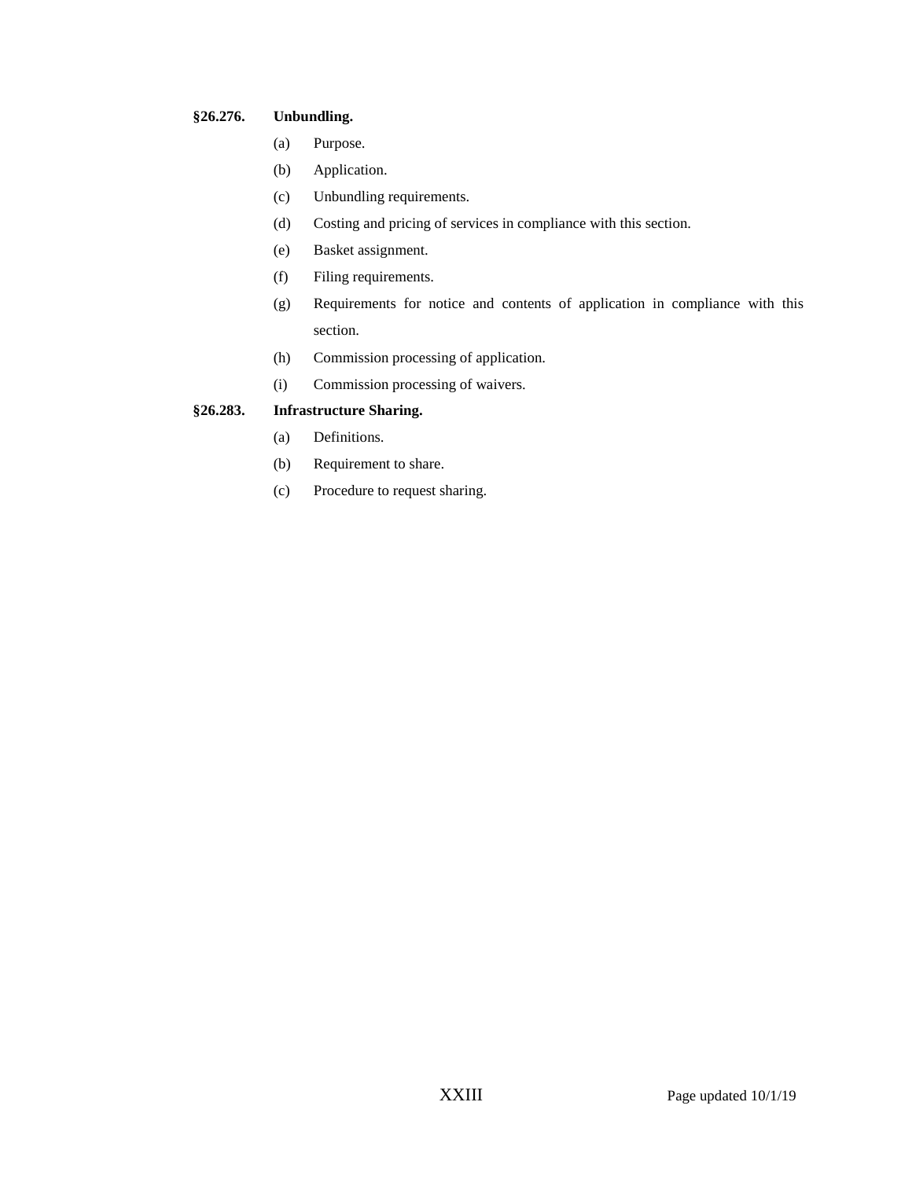**§26.276. Unbundling.**

- (a) Purpose.
- (b) Application.
- (c) Unbundling requirements.
- (d) Costing and pricing of services in compliance with this section.
- (e) Basket assignment.
- (f) Filing requirements.
- (g) Requirements for notice and contents of application in compliance with this section.
- (h) Commission processing of application.
- (i) Commission processing of waivers.

**§26.283. Infrastructure Sharing.**

- (a) Definitions.
- (b) Requirement to share.
- (c) Procedure to request sharing.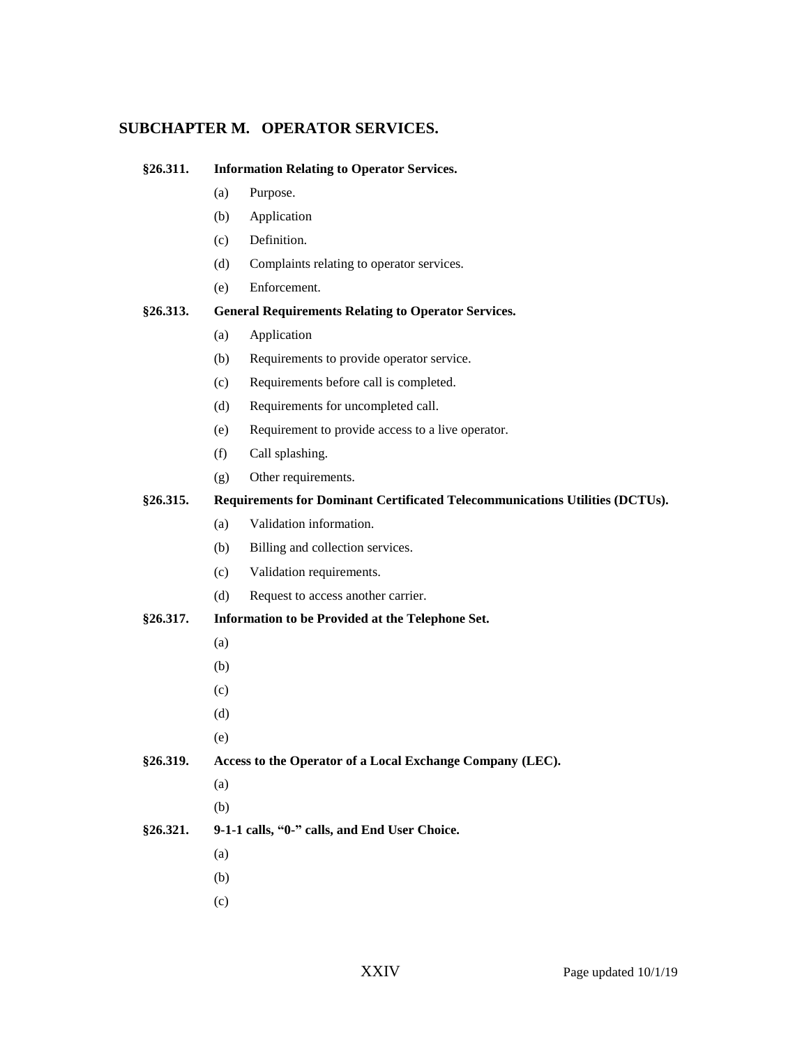## SUBCHAPTER M. OPERATOR SERVICES.

**§26.311. Information Relating to Operator Services.**

- (a) Purpose.
- (b) Application
- (c) Definition.
- (d) Complaints relating to operator services.
- (e) Enforcement.

**§26.313. General Requirements Relating to Operator Services.**

- (a) Application
- (b) Requirements to provide operator service.
- (c) Requirements before call is completed.
- (d) Requirements for uncompleted call.
- (e) Requirement to provide access to a live operator.
- (f) Call splashing.
- (g) Other requirements.

**§26.315. Requirements for Dominant Certificated Telecommunications Utilities (DCTUs).**

- (a) Validation information.
- (b) Billing and collection services.
- (c) Validation requirements.
- (d) Request to access another carrier.

**§26.317. Information to be Provided at the Telephone Set.**

- (a)
- (b)
- (c)
- (d)
- (e)

**§26.319. Access to the Operator of a Local Exchange Company (LEC).**

- (a)
- (b)

**§26.321. 9-1-1 calls, "0-" calls, and End User Choice.**

- (a)
- (b)
- (c)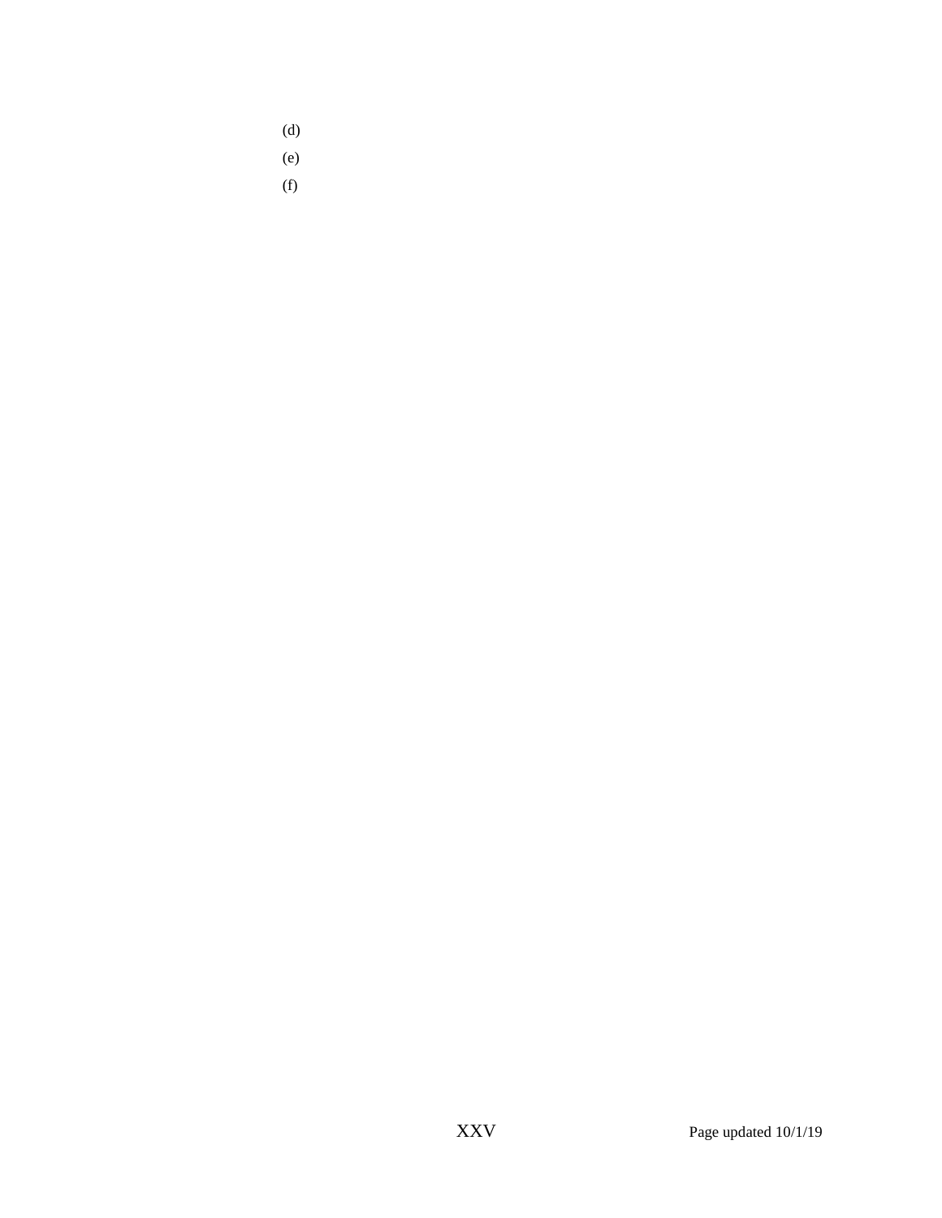(d)

(e)

(f)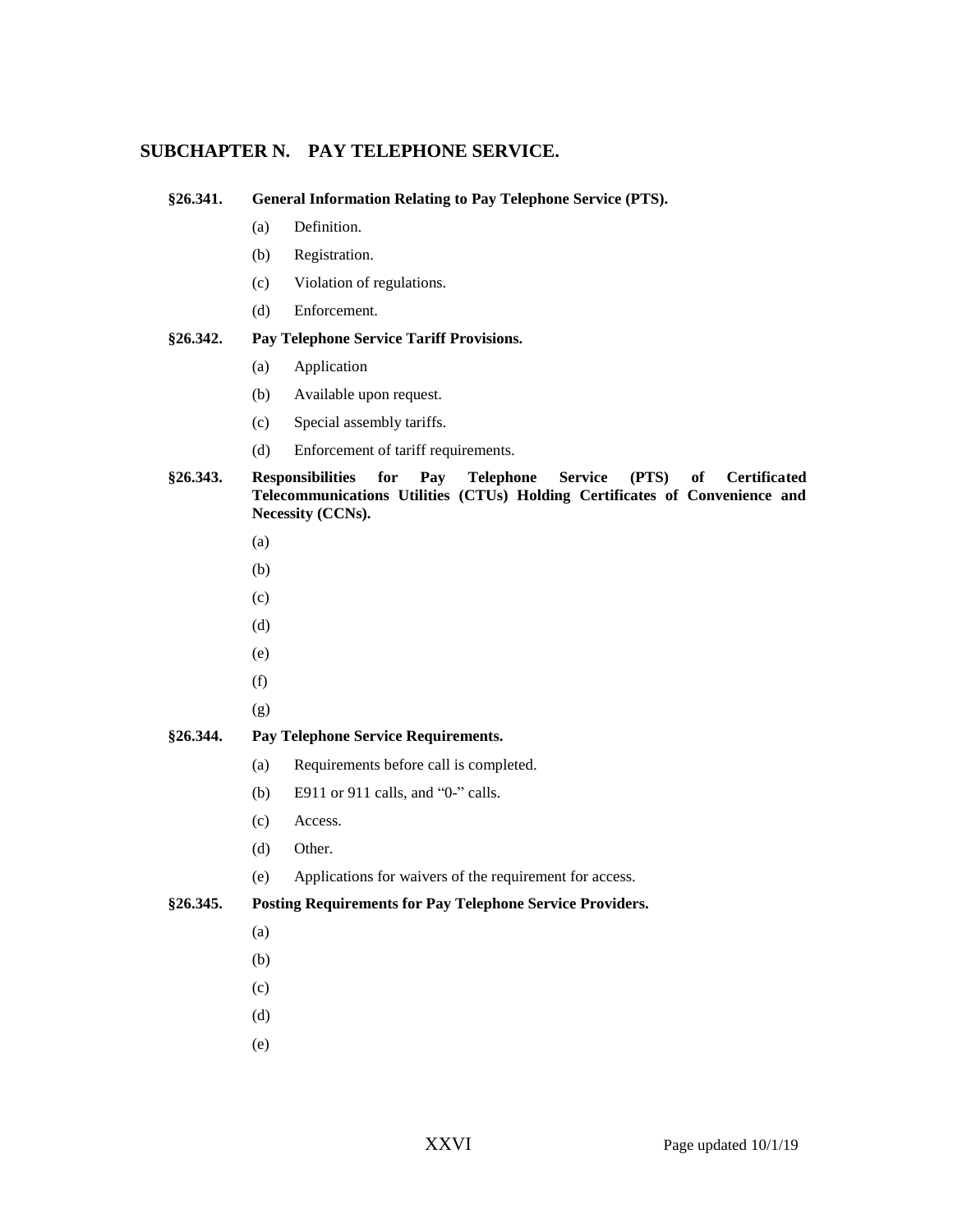## SUBCHAPTER N. PAY TELEPHONE SERVICE.

**§26.341. General Information Relating to Pay Telephone Service (PTS).**

(a) Definition.

(b) Registration.

(c) Violation of regulations.

(d) Enforcement.

**§26.342. Pay Telephone Service Tariff Provisions.**

(a) Application

(b) Available upon request.

(c) Special assembly tariffs.

(d) Enforcement of tariff requirements.

**§26.343. Responsibilities for Pay Telephone Service (PTS) of Certificated Telecommunications Utilities (CTUs) Holding Certificates of Convenience and Necessity (CCNs).**

(a)

(b)

(c)

(d)

(e)

(f)

(g)

**§26.344. Pay Telephone Service Requirements.**

(a) Requirements before call is completed.

(b) E911 or 911 calls, and "0-" calls.

(c) Access.

(d) Other.

(e) Applications for waivers of the requirement for access.

**§26.345. Posting Requirements for Pay Telephone Service Providers.**

(a)

(b)

(c)

(d)

(e)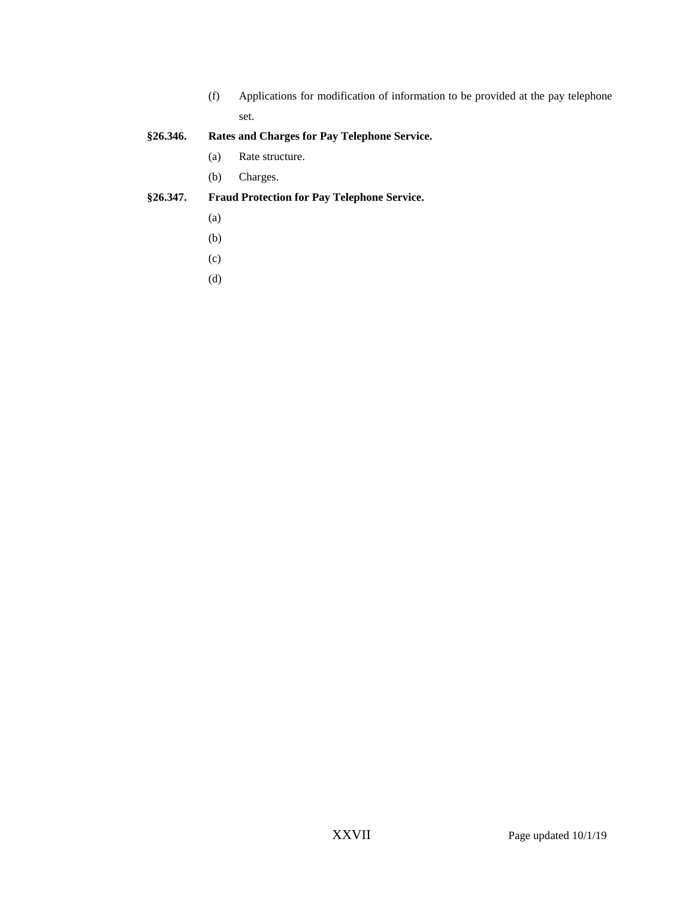(f) Applications for modification of information to be provided at the pay telephone set.

**§26.346. Rates and Charges for Pay Telephone Service.**

(a) Rate structure.

(b) Charges.

**§26.347. Fraud Protection for Pay Telephone Service.**

(a)

(b)

(c)

(d)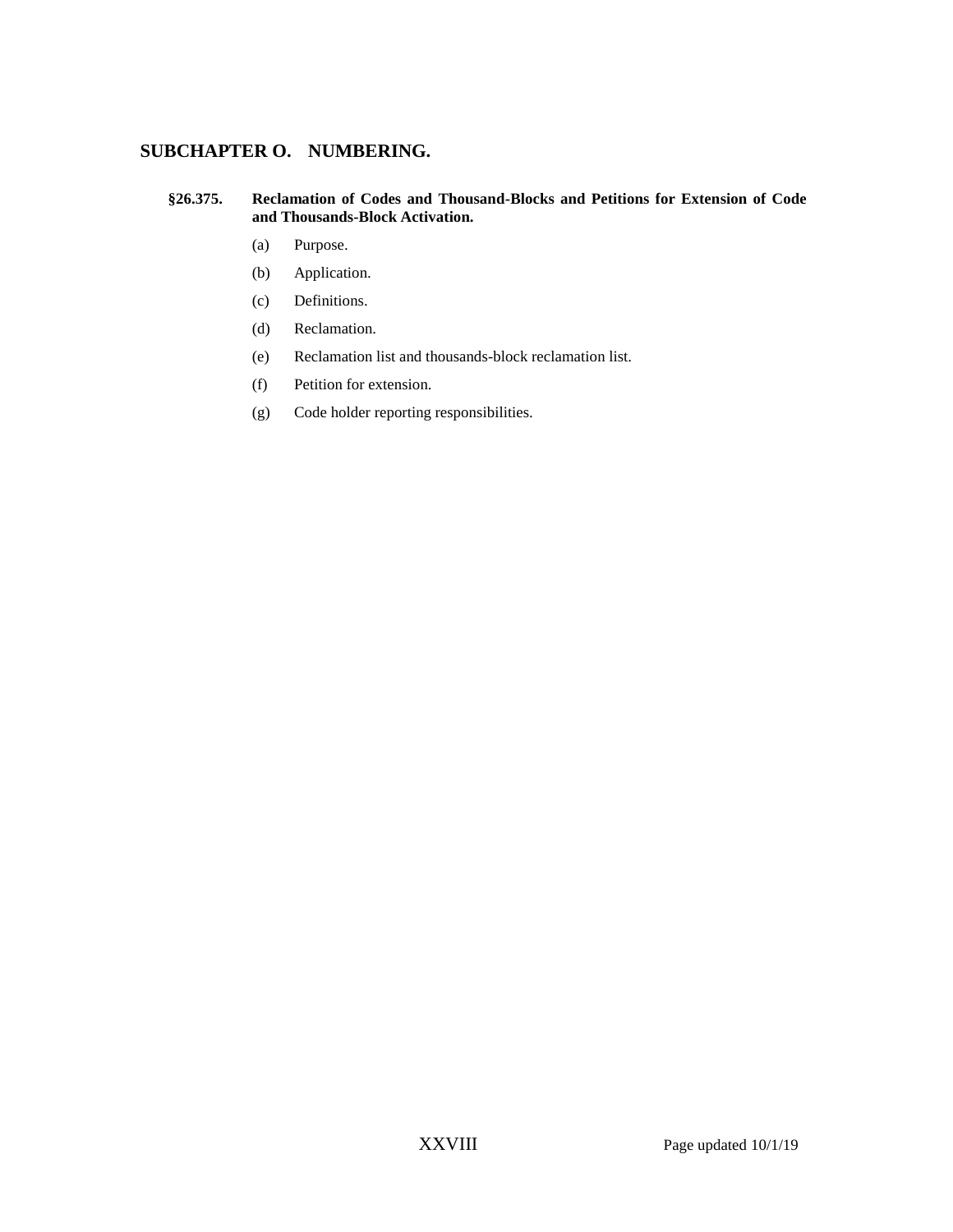## SUBCHAPTER O. NUMBERING.

**§26.375. Reclamation of Codes and Thousand-Blocks and Petitions for Extension of Code and Thousands-Block Activation.**

(a) Purpose.

(b) Application.

(c) Definitions.

(d) Reclamation.

(e) Reclamation list and thousands-block reclamation list.

(f) Petition for extension.

(g) Code holder reporting responsibilities.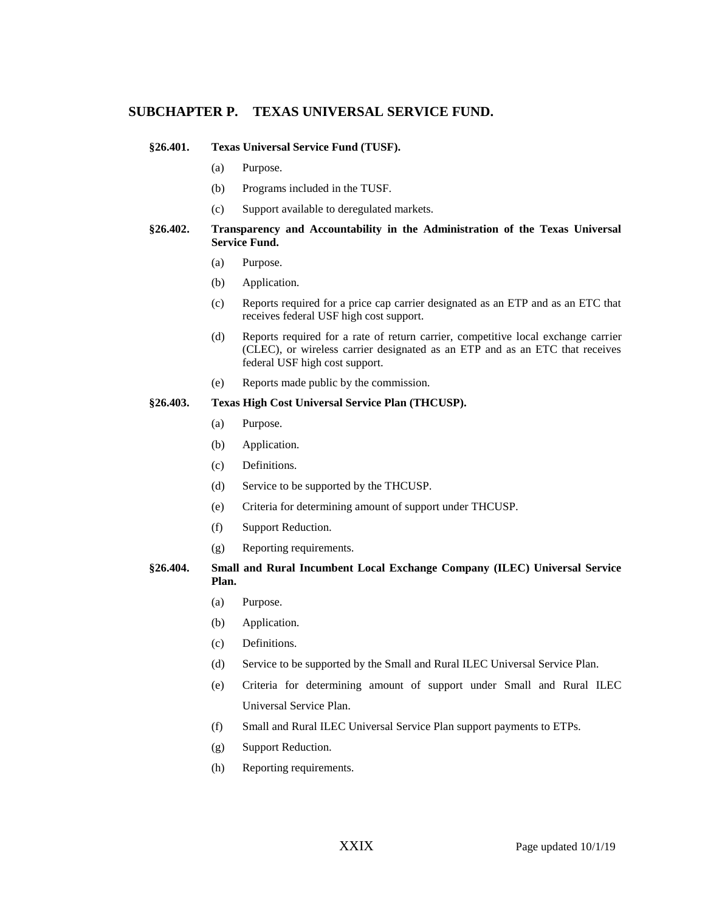## SUBCHAPTER P. TEXAS UNIVERSAL SERVICE FUND.

**§26.401. Texas Universal Service Fund (TUSF).**

- (a) Purpose.
- (b) Programs included in the TUSF.
- (c) Support available to deregulated markets.

**§26.402. Transparency and Accountability in the Administration of the Texas Universal Service Fund.**

- (a) Purpose.
- (b) Application.
- (c) Reports required for a price cap carrier designated as an ETP and as an ETC that receives federal USF high cost support.
- (d) Reports required for a rate of return carrier, competitive local exchange carrier (CLEC), or wireless carrier designated as an ETP and as an ETC that receives federal USF high cost support.
- (e) Reports made public by the commission.

**§26.403. Texas High Cost Universal Service Plan (THCUSP).**

- (a) Purpose.
- (b) Application.
- (c) Definitions.
- (d) Service to be supported by the THCUSP.
- (e) Criteria for determining amount of support under THCUSP.
- (f) Support Reduction.
- (g) Reporting requirements.

**§26.404. Small and Rural Incumbent Local Exchange Company (ILEC) Universal Service Plan.**

- (a) Purpose.
- (b) Application.
- (c) Definitions.
- (d) Service to be supported by the Small and Rural ILEC Universal Service Plan.
- (e) Criteria for determining amount of support under Small and Rural ILEC Universal Service Plan.
- (f) Small and Rural ILEC Universal Service Plan support payments to ETPs.
- (g) Support Reduction.
- (h) Reporting requirements.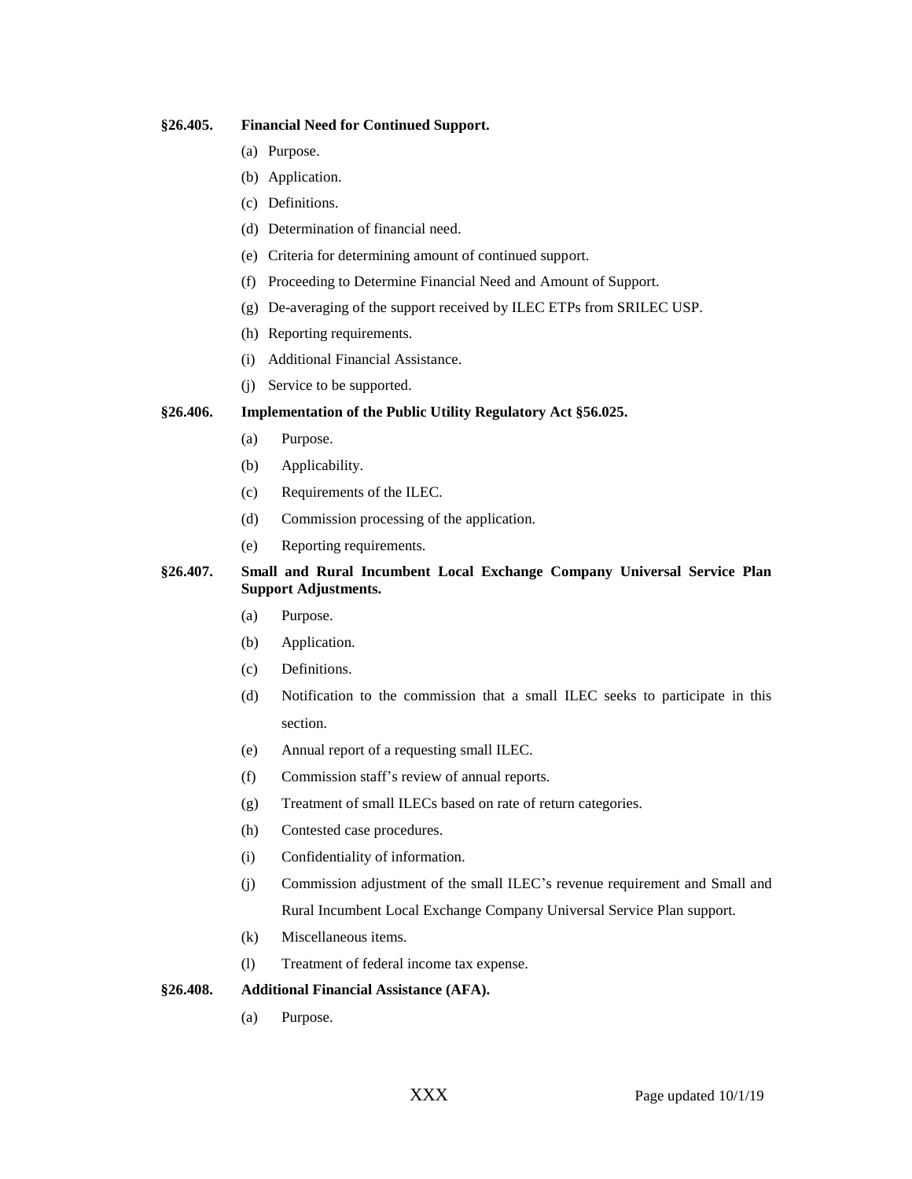**§26.405. Financial Need for Continued Support.**

(a) Purpose.

(b) Application.

(c) Definitions.

(d) Determination of financial need.

(e) Criteria for determining amount of continued support.

(f) Proceeding to Determine Financial Need and Amount of Support.

(g) De-averaging of the support received by ILEC ETPs from SRILEC USP.

(h) Reporting requirements.

(i) Additional Financial Assistance.

(j) Service to be supported.

**§26.406. Implementation of the Public Utility Regulatory Act §56.025.**

(a) Purpose.

(b) Applicability.

(c) Requirements of the ILEC.

(d) Commission processing of the application.

(e) Reporting requirements.

**§26.407. Small and Rural Incumbent Local Exchange Company Universal Service Plan Support Adjustments.**

(a) Purpose.

(b) Application.

(c) Definitions.

(d) Notification to the commission that a small ILEC seeks to participate in this section.

(e) Annual report of a requesting small ILEC.

(f) Commission staff's review of annual reports.

(g) Treatment of small ILECs based on rate of return categories.

(h) Contested case procedures.

(i) Confidentiality of information.

(j) Commission adjustment of the small ILEC's revenue requirement and Small and Rural Incumbent Local Exchange Company Universal Service Plan support.

(k) Miscellaneous items.

(l) Treatment of federal income tax expense.

**§26.408. Additional Financial Assistance (AFA).**

(a) Purpose.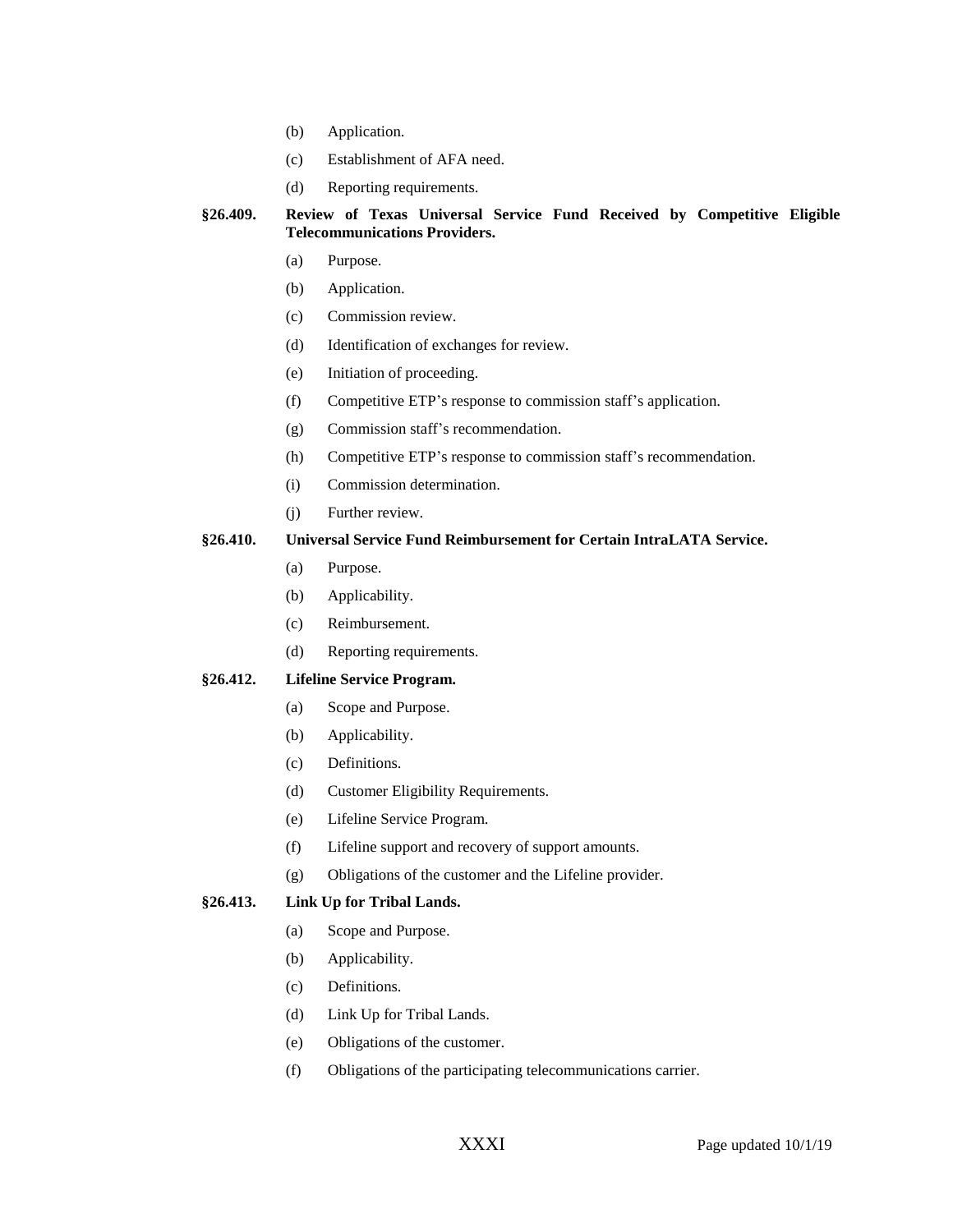- (b) Application.
- (c) Establishment of AFA need.
- (d) Reporting requirements.

**§26.409. Review of Texas Universal Service Fund Received by Competitive Eligible Telecommunications Providers.**

- (a) Purpose.
- (b) Application.
- (c) Commission review.
- (d) Identification of exchanges for review.
- (e) Initiation of proceeding.
- (f) Competitive ETP's response to commission staff's application.
- (g) Commission staff's recommendation.
- (h) Competitive ETP's response to commission staff's recommendation.
- (i) Commission determination.
- (j) Further review.

**§26.410. Universal Service Fund Reimbursement for Certain IntraLATA Service.**

- (a) Purpose.
- (b) Applicability.
- (c) Reimbursement.
- (d) Reporting requirements.

**§26.412. Lifeline Service Program.**

- (a) Scope and Purpose.
- (b) Applicability.
- (c) Definitions.
- (d) Customer Eligibility Requirements.
- (e) Lifeline Service Program.
- (f) Lifeline support and recovery of support amounts.
- (g) Obligations of the customer and the Lifeline provider.

**§26.413. Link Up for Tribal Lands.**

- (a) Scope and Purpose.
- (b) Applicability.
- (c) Definitions.
- (d) Link Up for Tribal Lands.
- (e) Obligations of the customer.
- (f) Obligations of the participating telecommunications carrier.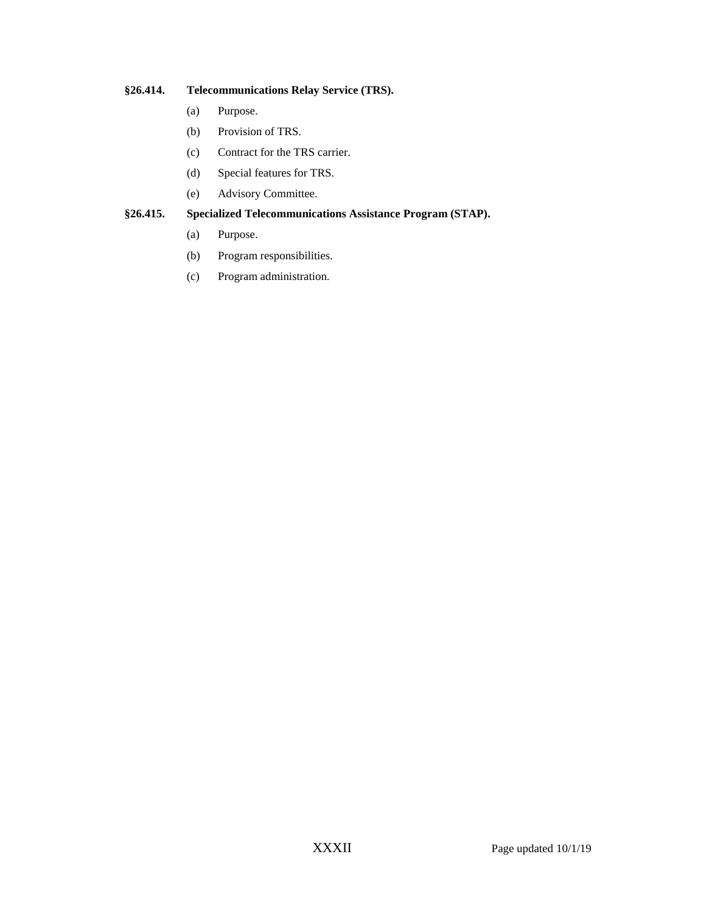**§26.414. Telecommunications Relay Service (TRS).**

- (a) Purpose.
- (b) Provision of TRS.
- (c) Contract for the TRS carrier.
- (d) Special features for TRS.
- (e) Advisory Committee.

**§26.415. Specialized Telecommunications Assistance Program (STAP).**

- (a) Purpose.
- (b) Program responsibilities.
- (c) Program administration.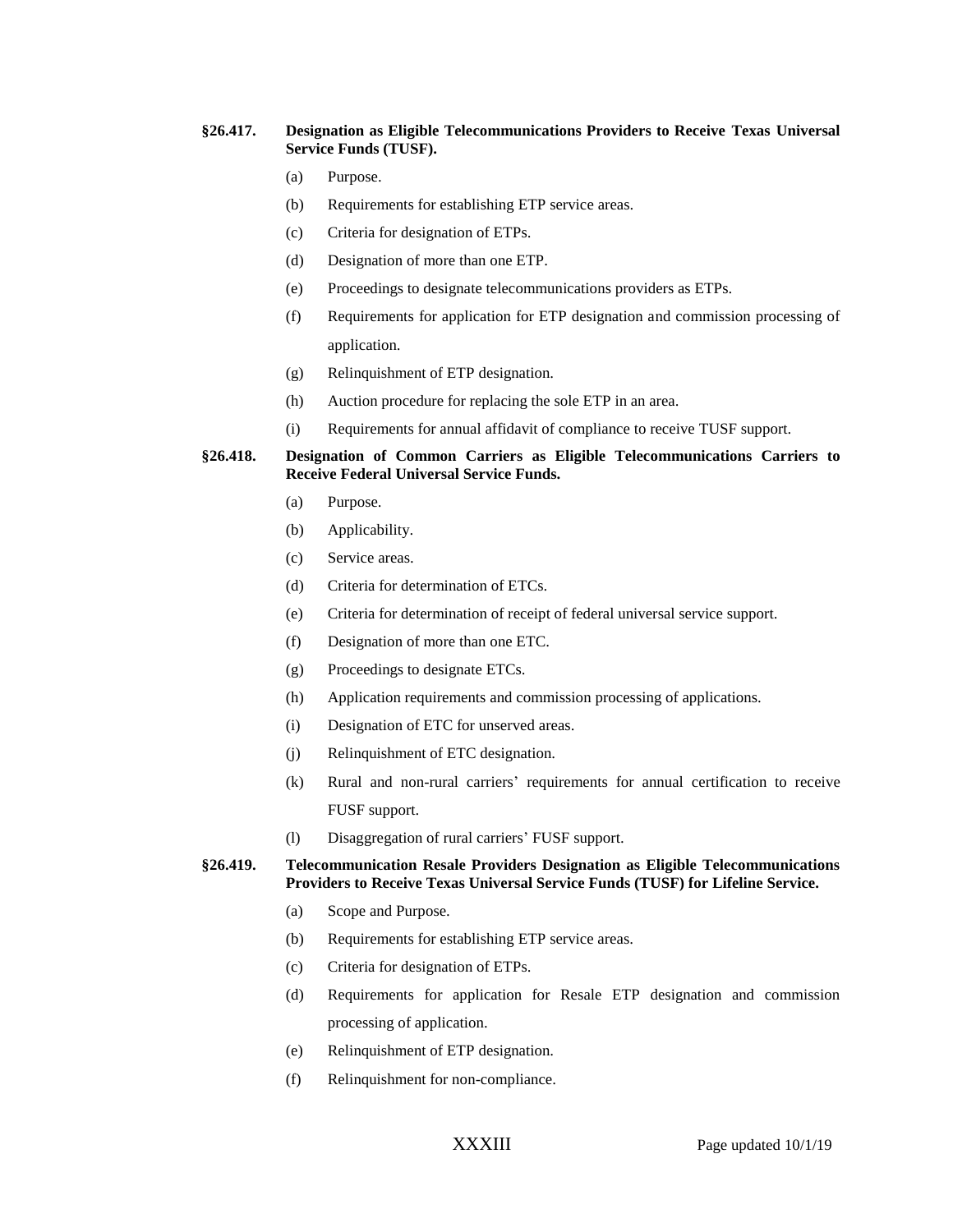**§26.417. Designation as Eligible Telecommunications Providers to Receive Texas Universal Service Funds (TUSF).**

- (a) Purpose.
- (b) Requirements for establishing ETP service areas.
- (c) Criteria for designation of ETPs.
- (d) Designation of more than one ETP.
- (e) Proceedings to designate telecommunications providers as ETPs.
- (f) Requirements for application for ETP designation and commission processing of application.
- (g) Relinquishment of ETP designation.
- (h) Auction procedure for replacing the sole ETP in an area.
- (i) Requirements for annual affidavit of compliance to receive TUSF support.

**§26.418. Designation of Common Carriers as Eligible Telecommunications Carriers to Receive Federal Universal Service Funds.**

- (a) Purpose.
- (b) Applicability.
- (c) Service areas.
- (d) Criteria for determination of ETCs.
- (e) Criteria for determination of receipt of federal universal service support.
- (f) Designation of more than one ETC.
- (g) Proceedings to designate ETCs.
- (h) Application requirements and commission processing of applications.
- (i) Designation of ETC for unserved areas.
- (j) Relinquishment of ETC designation.
- (k) Rural and non-rural carriers' requirements for annual certification to receive FUSF support.
- (l) Disaggregation of rural carriers' FUSF support.

**§26.419. Telecommunication Resale Providers Designation as Eligible Telecommunications Providers to Receive Texas Universal Service Funds (TUSF) for Lifeline Service.**

- (a) Scope and Purpose.
- (b) Requirements for establishing ETP service areas.
- (c) Criteria for designation of ETPs.
- (d) Requirements for application for Resale ETP designation and commission processing of application.
- (e) Relinquishment of ETP designation.
- (f) Relinquishment for non-compliance.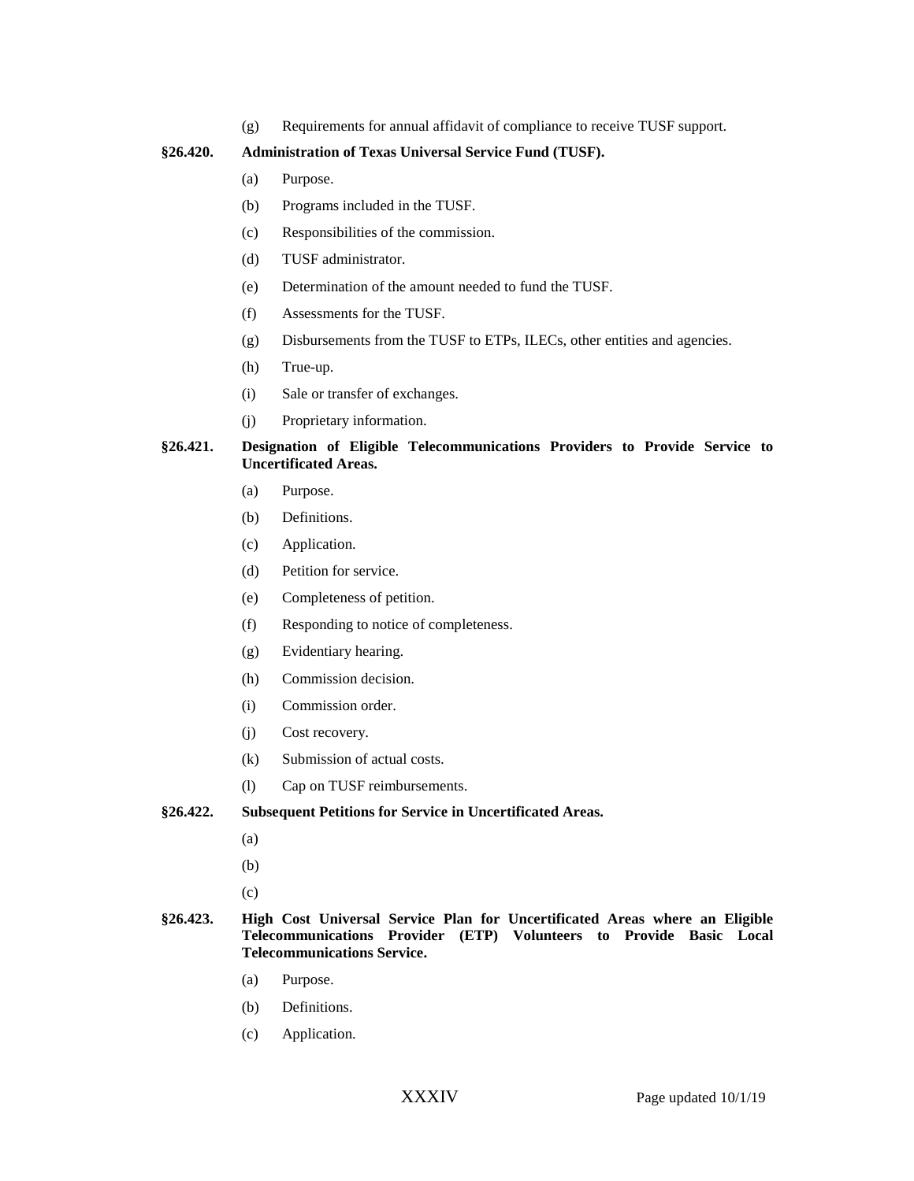(g) Requirements for annual affidavit of compliance to receive TUSF support.

**§26.420. Administration of Texas Universal Service Fund (TUSF).**

(a) Purpose.

(b) Programs included in the TUSF.

(c) Responsibilities of the commission.

(d) TUSF administrator.

(e) Determination of the amount needed to fund the TUSF.

(f) Assessments for the TUSF.

(g) Disbursements from the TUSF to ETPs, ILECs, other entities and agencies.

(h) True-up.

(i) Sale or transfer of exchanges.

(j) Proprietary information.

**§26.421. Designation of Eligible Telecommunications Providers to Provide Service to Uncertificated Areas.**

(a) Purpose.

(b) Definitions.

(c) Application.

(d) Petition for service.

(e) Completeness of petition.

(f) Responding to notice of completeness.

(g) Evidentiary hearing.

(h) Commission decision.

(i) Commission order.

(j) Cost recovery.

(k) Submission of actual costs.

(l) Cap on TUSF reimbursements.

**§26.422. Subsequent Petitions for Service in Uncertificated Areas.**

(a)

(b)

(c)

**§26.423. High Cost Universal Service Plan for Uncertificated Areas where an Eligible Telecommunications Provider (ETP) Volunteers to Provide Basic Local Telecommunications Service.**

(a) Purpose.

(b) Definitions.

(c) Application.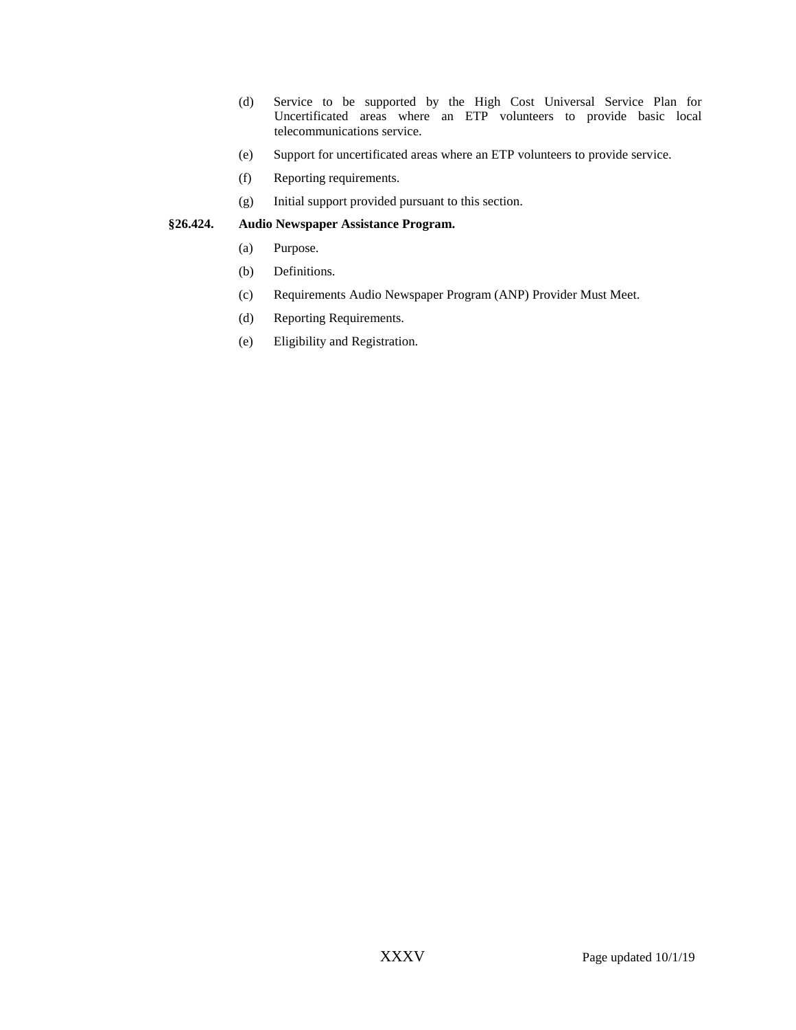(d) Service to be supported by the High Cost Universal Service Plan for Uncertificated areas where an ETP volunteers to provide basic local telecommunications service.

(e) Support for uncertificated areas where an ETP volunteers to provide service.

(f) Reporting requirements.

(g) Initial support provided pursuant to this section.

**§26.424. Audio Newspaper Assistance Program.**

(a) Purpose.

(b) Definitions.

(c) Requirements Audio Newspaper Program (ANP) Provider Must Meet.

(d) Reporting Requirements.

(e) Eligibility and Registration.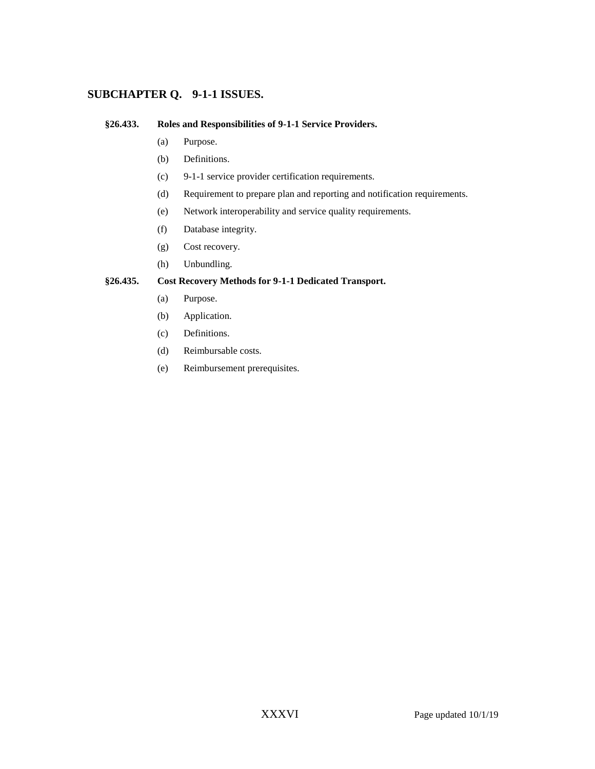## SUBCHAPTER Q. 9-1-1 ISSUES.

**§26.433. Roles and Responsibilities of 9-1-1 Service Providers.**

- (a) Purpose.
- (b) Definitions.
- (c) 9-1-1 service provider certification requirements.
- (d) Requirement to prepare plan and reporting and notification requirements.
- (e) Network interoperability and service quality requirements.
- (f) Database integrity.
- (g) Cost recovery.
- (h) Unbundling.

**§26.435. Cost Recovery Methods for 9-1-1 Dedicated Transport.**

- (a) Purpose.
- (b) Application.
- (c) Definitions.
- (d) Reimbursable costs.
- (e) Reimbursement prerequisites.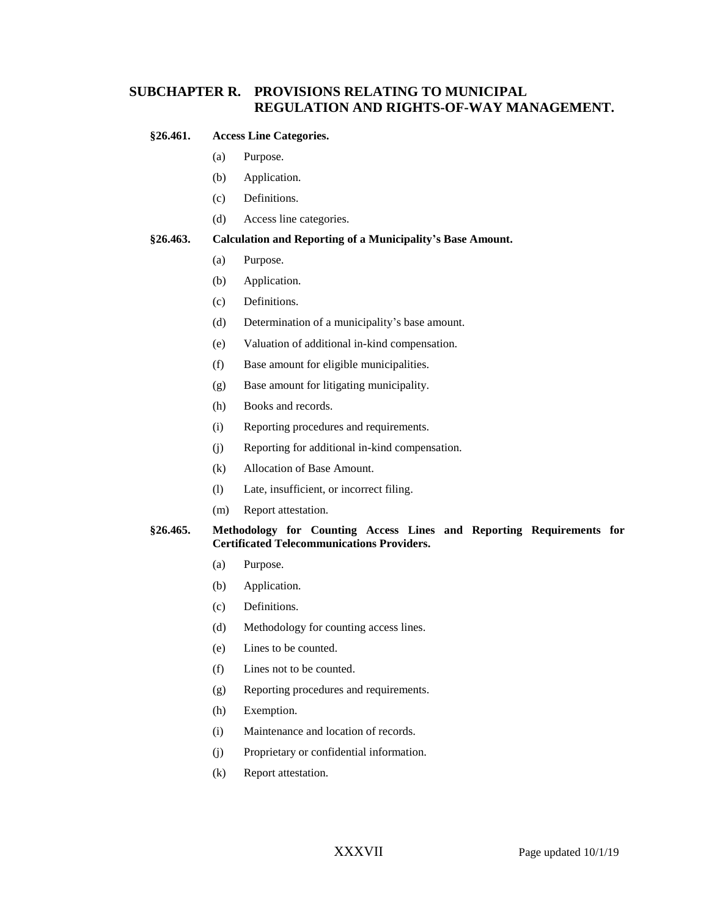## SUBCHAPTER R. PROVISIONS RELATING TO MUNICIPAL REGULATION AND RIGHTS-OF-WAY MANAGEMENT.

**§26.461. Access Line Categories.**

- (a) Purpose.
- (b) Application.
- (c) Definitions.
- (d) Access line categories.

**§26.463. Calculation and Reporting of a Municipality's Base Amount.**

- (a) Purpose.
- (b) Application.
- (c) Definitions.
- (d) Determination of a municipality's base amount.
- (e) Valuation of additional in-kind compensation.
- (f) Base amount for eligible municipalities.
- (g) Base amount for litigating municipality.
- (h) Books and records.
- (i) Reporting procedures and requirements.
- (j) Reporting for additional in-kind compensation.
- (k) Allocation of Base Amount.
- (l) Late, insufficient, or incorrect filing.
- (m) Report attestation.

**§26.465. Methodology for Counting Access Lines and Reporting Requirements for Certificated Telecommunications Providers.**

- (a) Purpose.
- (b) Application.
- (c) Definitions.
- (d) Methodology for counting access lines.
- (e) Lines to be counted.
- (f) Lines not to be counted.
- (g) Reporting procedures and requirements.
- (h) Exemption.
- (i) Maintenance and location of records.
- (j) Proprietary or confidential information.
- (k) Report attestation.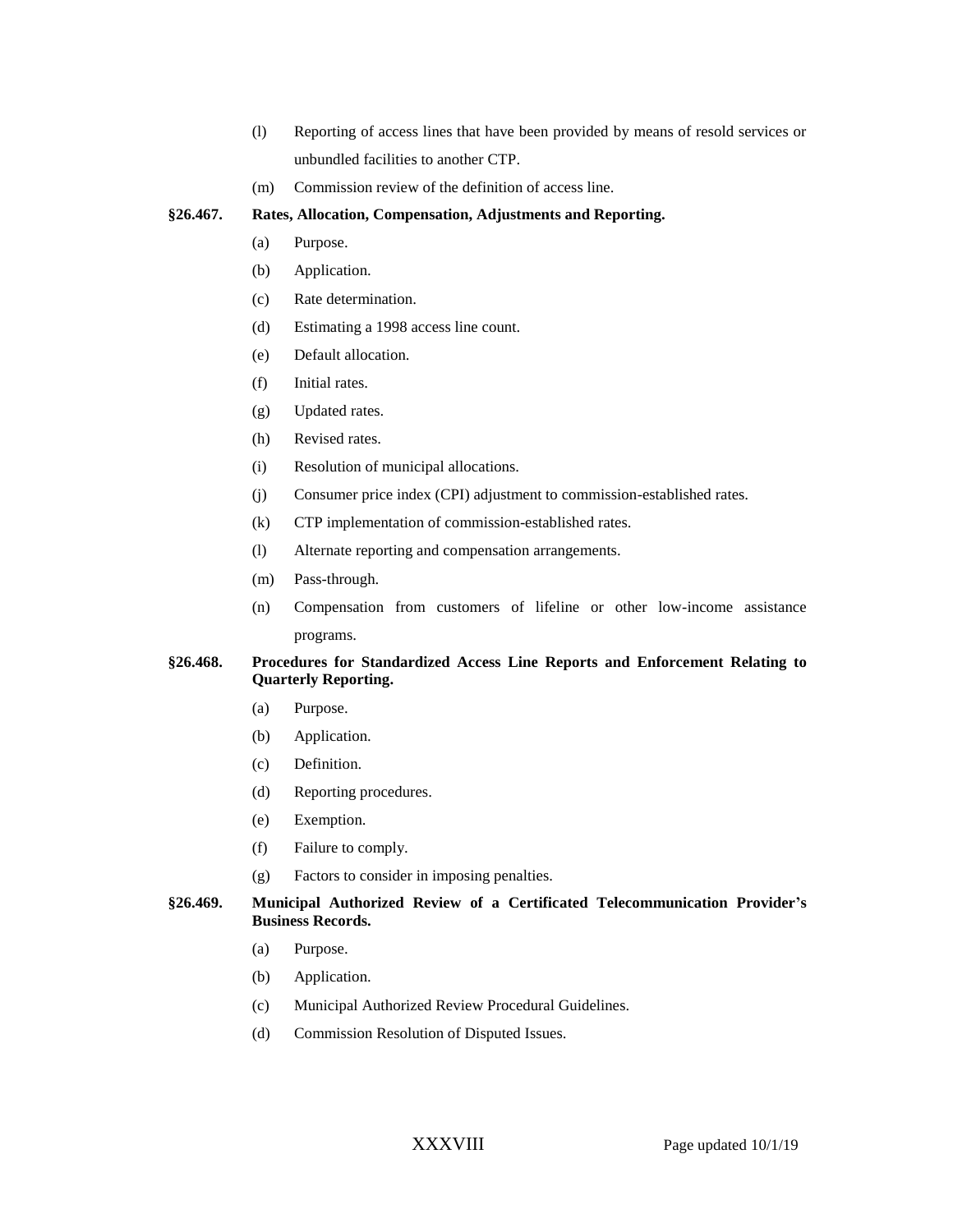(l) Reporting of access lines that have been provided by means of resold services or unbundled facilities to another CTP.

(m) Commission review of the definition of access line.

**§26.467. Rates, Allocation, Compensation, Adjustments and Reporting.**

(a) Purpose.

(b) Application.

(c) Rate determination.

(d) Estimating a 1998 access line count.

(e) Default allocation.

(f) Initial rates.

(g) Updated rates.

(h) Revised rates.

(i) Resolution of municipal allocations.

(j) Consumer price index (CPI) adjustment to commission-established rates.

(k) CTP implementation of commission-established rates.

(l) Alternate reporting and compensation arrangements.

(m) Pass-through.

(n) Compensation from customers of lifeline or other low-income assistance programs.

**§26.468. Procedures for Standardized Access Line Reports and Enforcement Relating to Quarterly Reporting.**

(a) Purpose.

(b) Application.

(c) Definition.

(d) Reporting procedures.

(e) Exemption.

(f) Failure to comply.

(g) Factors to consider in imposing penalties.

**§26.469. Municipal Authorized Review of a Certificated Telecommunication Provider's Business Records.**

(a) Purpose.

(b) Application.

(c) Municipal Authorized Review Procedural Guidelines.

(d) Commission Resolution of Disputed Issues.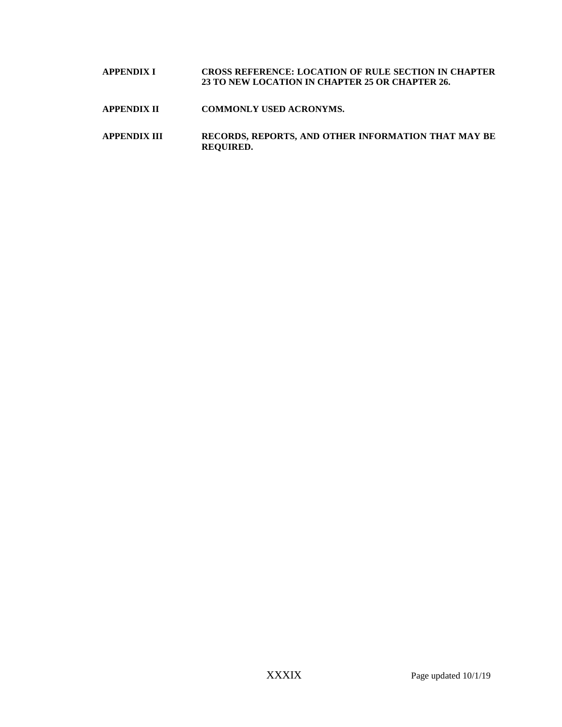**APPENDIX I** — **CROSS REFERENCE: LOCATION OF RULE SECTION IN CHAPTER 23 TO NEW LOCATION IN CHAPTER 25 OR CHAPTER 26.**

**APPENDIX II** — **COMMONLY USED ACRONYMS.**

**APPENDIX III** — **RECORDS, REPORTS, AND OTHER INFORMATION THAT MAY BE REQUIRED.**

Page updated 10/1/19